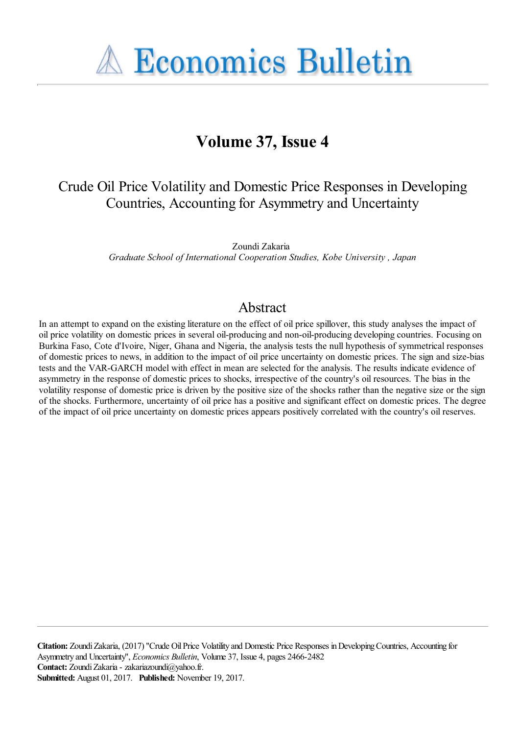# Economics Bulletin

## Volume 37, Issue 4

### Crude Oil Price Volatility and Domestic Price Responses in Developing Countries, Accounting for Asymmetry and Uncertainty

Zoundi Zakaria
*Graduate School of International Cooperation Studies, Kobe University , Japan*

## Abstract

In an attempt to expand on the existing literature on the effect of oil price spillover, this study analyses the impact of oil price volatility on domestic prices in several oil-producing and non-oil-producing developing countries. Focusing on Burkina Faso, Cote d'Ivoire, Niger, Ghana and Nigeria, the analysis tests the null hypothesis of symmetrical responses of domestic prices to news, in addition to the impact of oil price uncertainty on domestic prices. The sign and size-bias tests and the VAR-GARCH model with effect in mean are selected for the analysis. The results indicate evidence of asymmetry in the response of domestic prices to shocks, irrespective of the country's oil resources. The bias in the volatility response of domestic price is driven by the positive size of the shocks rather than the negative size or the sign of the shocks. Furthermore, uncertainty of oil price has a positive and significant effect on domestic prices. The degree of the impact of oil price uncertainty on domestic prices appears positively correlated with the country's oil reserves.

**Citation:** Zoundi Zakaria, (2017) "Crude Oil Price Volatility and Domestic Price Responses in Developing Countries, Accounting for Asymmetry and Uncertainty", *Economics Bulletin*, Volume 37, Issue 4, pages 2466-2482
**Contact:** Zoundi Zakaria - zakariazoundi@yahoo.fr.
**Submitted:** August 01, 2017. **Published:** November 19, 2017.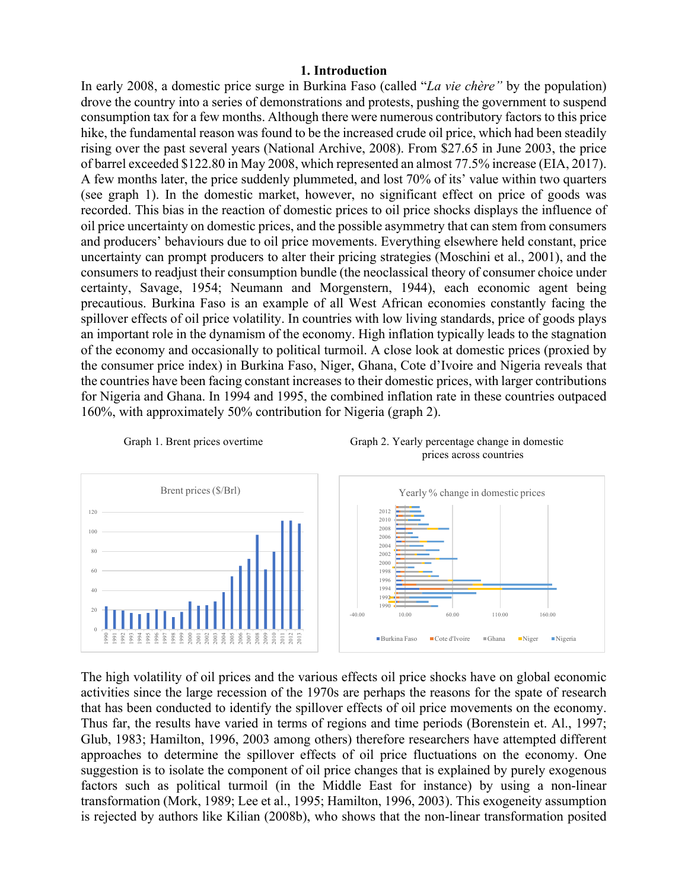# 1. Introduction

In early 2008, a domestic price surge in Burkina Faso (called "*La vie chère"* by the population) drove the country into a series of demonstrations and protests, pushing the government to suspend consumption tax for a few months. Although there were numerous contributory factors to this price hike, the fundamental reason was found to be the increased crude oil price, which had been steadily rising over the past several years (National Archive, 2008). From $27.65 in June 2003, the price of barrel exceeded $122.80 in May 2008, which represented an almost 77.5% increase (EIA, 2017). A few months later, the price suddenly plummeted, and lost 70% of its' value within two quarters (see graph 1). In the domestic market, however, no significant effect on price of goods was recorded. This bias in the reaction of domestic prices to oil price shocks displays the influence of oil price uncertainty on domestic prices, and the possible asymmetry that can stem from consumers and producers' behaviours due to oil price movements. Everything elsewhere held constant, price uncertainty can prompt producers to alter their pricing strategies (Moschini et al., 2001), and the consumers to readjust their consumption bundle (the neoclassical theory of consumer choice under certainty, Savage, 1954; Neumann and Morgenstern, 1944), each economic agent being precautious. Burkina Faso is an example of all West African economies constantly facing the spillover effects of oil price volatility. In countries with low living standards, price of goods plays an important role in the dynamism of the economy. High inflation typically leads to the stagnation of the economy and occasionally to political turmoil. A close look at domestic prices (proxied by the consumer price index) in Burkina Faso, Niger, Ghana, Cote d'Ivoire and Nigeria reveals that the countries have been facing constant increases to their domestic prices, with larger contributions for Nigeria and Ghana. In 1994 and 1995, the combined inflation rate in these countries outpaced 160%, with approximately 50% contribution for Nigeria (graph 2).

Graph 1. Brent prices overtime

Graph 2. Yearly percentage change in domestic prices across countries

The high volatility of oil prices and the various effects oil price shocks have on global economic activities since the large recession of the 1970s are perhaps the reasons for the spate of research that has been conducted to identify the spillover effects of oil price movements on the economy. Thus far, the results have varied in terms of regions and time periods (Borenstein et. Al., 1997; Glub, 1983; Hamilton, 1996, 2003 among others) therefore researchers have attempted different approaches to determine the spillover effects of oil price fluctuations on the economy. One suggestion is to isolate the component of oil price changes that is explained by purely exogenous factors such as political turmoil (in the Middle East for instance) by using a non-linear transformation (Mork, 1989; Lee et al., 1995; Hamilton, 1996, 2003). This exogeneity assumption is rejected by authors like Kilian (2008b), who shows that the non-linear transformation posited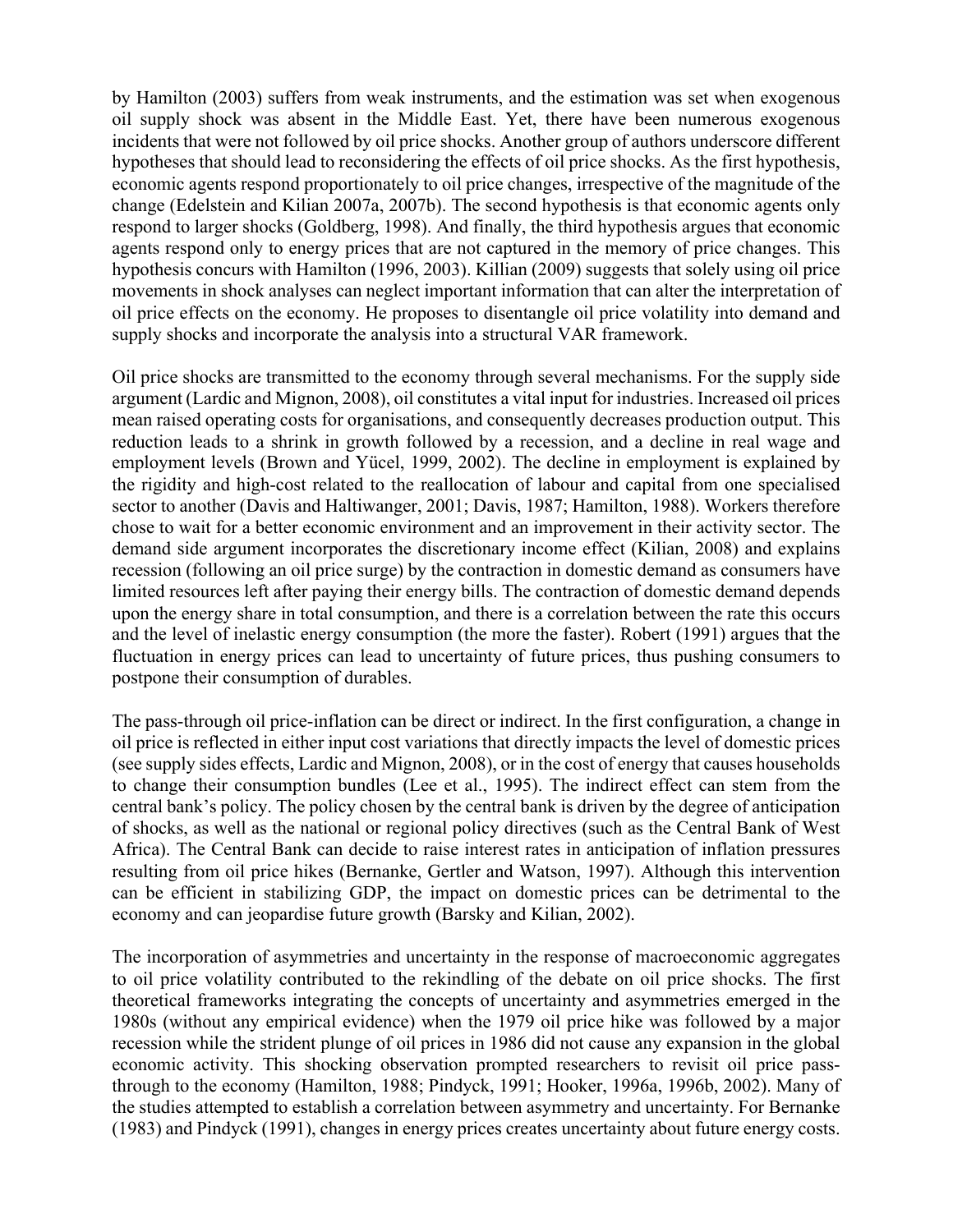by Hamilton (2003) suffers from weak instruments, and the estimation was set when exogenous oil supply shock was absent in the Middle East. Yet, there have been numerous exogenous incidents that were not followed by oil price shocks. Another group of authors underscore different hypotheses that should lead to reconsidering the effects of oil price shocks. As the first hypothesis, economic agents respond proportionately to oil price changes, irrespective of the magnitude of the change (Edelstein and Kilian 2007a, 2007b). The second hypothesis is that economic agents only respond to larger shocks (Goldberg, 1998). And finally, the third hypothesis argues that economic agents respond only to energy prices that are not captured in the memory of price changes. This hypothesis concurs with Hamilton (1996, 2003). Killian (2009) suggests that solely using oil price movements in shock analyses can neglect important information that can alter the interpretation of oil price effects on the economy. He proposes to disentangle oil price volatility into demand and supply shocks and incorporate the analysis into a structural VAR framework.

Oil price shocks are transmitted to the economy through several mechanisms. For the supply side argument (Lardic and Mignon, 2008), oil constitutes a vital input for industries. Increased oil prices mean raised operating costs for organisations, and consequently decreases production output. This reduction leads to a shrink in growth followed by a recession, and a decline in real wage and employment levels (Brown and Yücel, 1999, 2002). The decline in employment is explained by the rigidity and high-cost related to the reallocation of labour and capital from one specialised sector to another (Davis and Haltiwanger, 2001; Davis, 1987; Hamilton, 1988). Workers therefore chose to wait for a better economic environment and an improvement in their activity sector. The demand side argument incorporates the discretionary income effect (Kilian, 2008) and explains recession (following an oil price surge) by the contraction in domestic demand as consumers have limited resources left after paying their energy bills. The contraction of domestic demand depends upon the energy share in total consumption, and there is a correlation between the rate this occurs and the level of inelastic energy consumption (the more the faster). Robert (1991) argues that the fluctuation in energy prices can lead to uncertainty of future prices, thus pushing consumers to postpone their consumption of durables.

The pass-through oil price-inflation can be direct or indirect. In the first configuration, a change in oil price is reflected in either input cost variations that directly impacts the level of domestic prices (see supply sides effects, Lardic and Mignon, 2008), or in the cost of energy that causes households to change their consumption bundles (Lee et al., 1995). The indirect effect can stem from the central bank's policy. The policy chosen by the central bank is driven by the degree of anticipation of shocks, as well as the national or regional policy directives (such as the Central Bank of West Africa). The Central Bank can decide to raise interest rates in anticipation of inflation pressures resulting from oil price hikes (Bernanke, Gertler and Watson, 1997). Although this intervention can be efficient in stabilizing GDP, the impact on domestic prices can be detrimental to the economy and can jeopardise future growth (Barsky and Kilian, 2002).

The incorporation of asymmetries and uncertainty in the response of macroeconomic aggregates to oil price volatility contributed to the rekindling of the debate on oil price shocks. The first theoretical frameworks integrating the concepts of uncertainty and asymmetries emerged in the 1980s (without any empirical evidence) when the 1979 oil price hike was followed by a major recession while the strident plunge of oil prices in 1986 did not cause any expansion in the global economic activity. This shocking observation prompted researchers to revisit oil price pass-through to the economy (Hamilton, 1988; Pindyck, 1991; Hooker, 1996a, 1996b, 2002). Many of the studies attempted to establish a correlation between asymmetry and uncertainty. For Bernanke (1983) and Pindyck (1991), changes in energy prices creates uncertainty about future energy costs.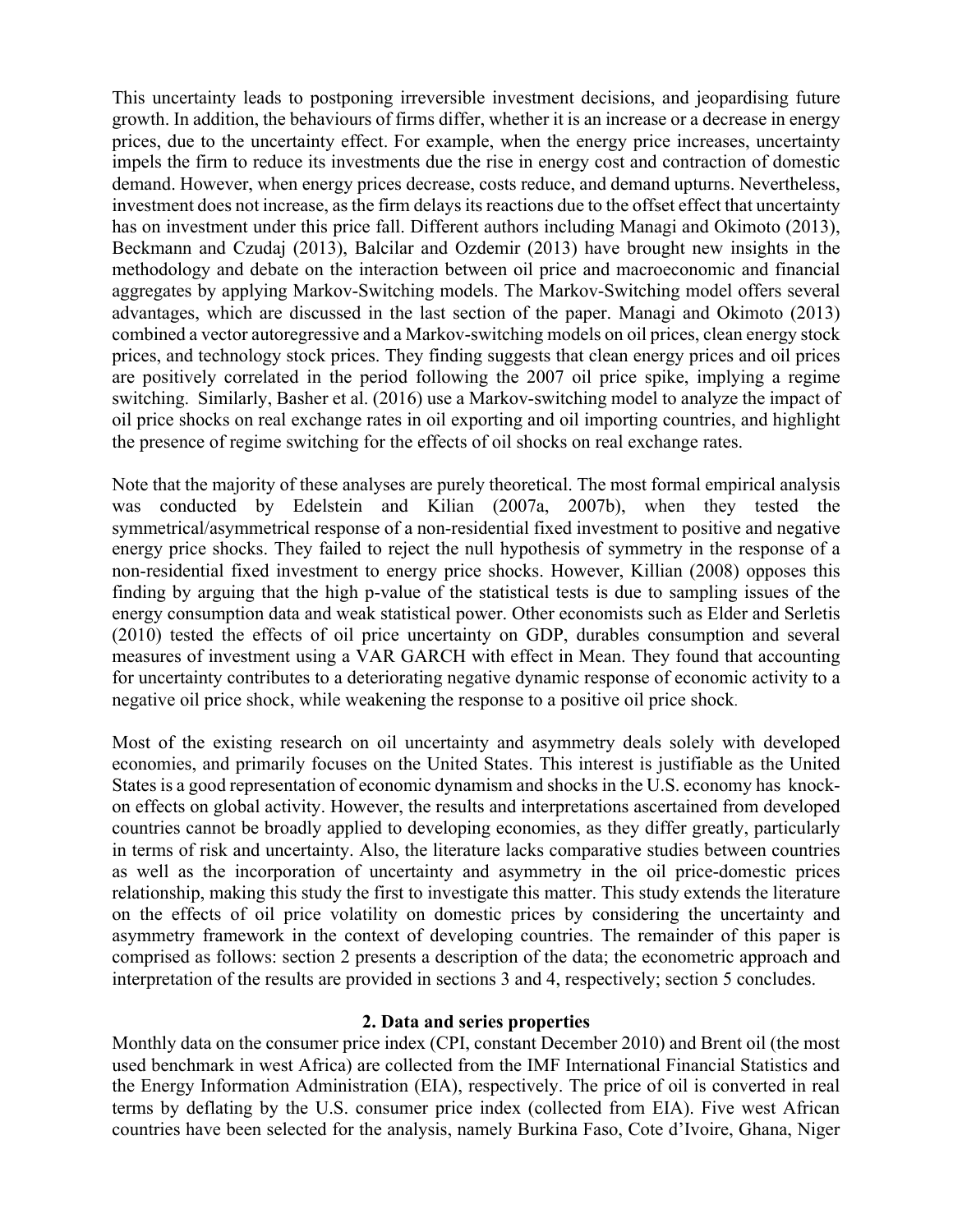This uncertainty leads to postponing irreversible investment decisions, and jeopardising future growth. In addition, the behaviours of firms differ, whether it is an increase or a decrease in energy prices, due to the uncertainty effect. For example, when the energy price increases, uncertainty impels the firm to reduce its investments due the rise in energy cost and contraction of domestic demand. However, when energy prices decrease, costs reduce, and demand upturns. Nevertheless, investment does not increase, as the firm delays its reactions due to the offset effect that uncertainty has on investment under this price fall. Different authors including Managi and Okimoto (2013), Beckmann and Czudaj (2013), Balcilar and Ozdemir (2013) have brought new insights in the methodology and debate on the interaction between oil price and macroeconomic and financial aggregates by applying Markov-Switching models. The Markov-Switching model offers several advantages, which are discussed in the last section of the paper. Managi and Okimoto (2013) combined a vector autoregressive and a Markov-switching models on oil prices, clean energy stock prices, and technology stock prices. They finding suggests that clean energy prices and oil prices are positively correlated in the period following the 2007 oil price spike, implying a regime switching. Similarly, Basher et al. (2016) use a Markov-switching model to analyze the impact of oil price shocks on real exchange rates in oil exporting and oil importing countries, and highlight the presence of regime switching for the effects of oil shocks on real exchange rates.

Note that the majority of these analyses are purely theoretical. The most formal empirical analysis was conducted by Edelstein and Kilian (2007a, 2007b), when they tested the symmetrical/asymmetrical response of a non-residential fixed investment to positive and negative energy price shocks. They failed to reject the null hypothesis of symmetry in the response of a non-residential fixed investment to energy price shocks. However, Killian (2008) opposes this finding by arguing that the high p-value of the statistical tests is due to sampling issues of the energy consumption data and weak statistical power. Other economists such as Elder and Serletis (2010) tested the effects of oil price uncertainty on GDP, durables consumption and several measures of investment using a VAR GARCH with effect in Mean. They found that accounting for uncertainty contributes to a deteriorating negative dynamic response of economic activity to a negative oil price shock, while weakening the response to a positive oil price shock.

Most of the existing research on oil uncertainty and asymmetry deals solely with developed economies, and primarily focuses on the United States. This interest is justifiable as the United States is a good representation of economic dynamism and shocks in the U.S. economy has knock-on effects on global activity. However, the results and interpretations ascertained from developed countries cannot be broadly applied to developing economies, as they differ greatly, particularly in terms of risk and uncertainty. Also, the literature lacks comparative studies between countries as well as the incorporation of uncertainty and asymmetry in the oil price-domestic prices relationship, making this study the first to investigate this matter. This study extends the literature on the effects of oil price volatility on domestic prices by considering the uncertainty and asymmetry framework in the context of developing countries. The remainder of this paper is comprised as follows: section 2 presents a description of the data; the econometric approach and interpretation of the results are provided in sections 3 and 4, respectively; section 5 concludes.

## 2. Data and series properties

Monthly data on the consumer price index (CPI, constant December 2010) and Brent oil (the most used benchmark in west Africa) are collected from the IMF International Financial Statistics and the Energy Information Administration (EIA), respectively. The price of oil is converted in real terms by deflating by the U.S. consumer price index (collected from EIA). Five west African countries have been selected for the analysis, namely Burkina Faso, Cote d'Ivoire, Ghana, Niger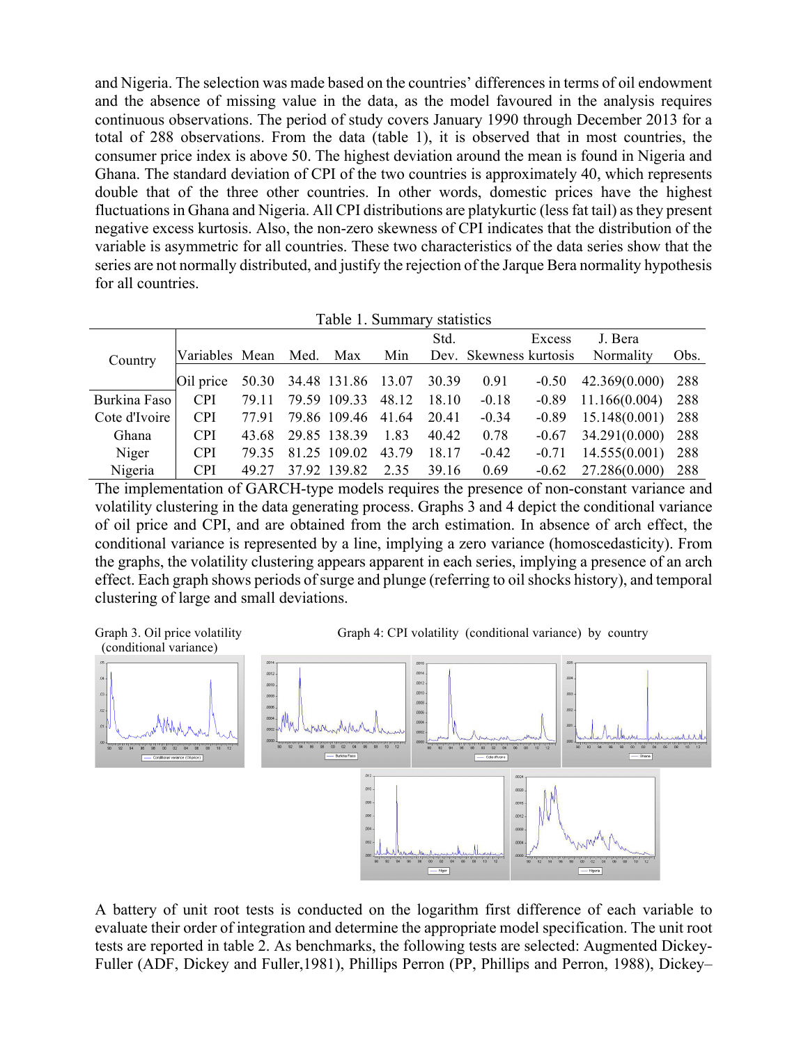and Nigeria. The selection was made based on the countries' differences in terms of oil endowment and the absence of missing value in the data, as the model favoured in the analysis requires continuous observations. The period of study covers January 1990 through December 2013 for a total of 288 observations. From the data (table 1), it is observed that in most countries, the consumer price index is above 50. The highest deviation around the mean is found in Nigeria and Ghana. The standard deviation of CPI of the two countries is approximately 40, which represents double that of the three other countries. In other words, domestic prices have the highest fluctuations in Ghana and Nigeria. All CPI distributions are platykurtic (less fat tail) as they present negative excess kurtosis. Also, the non-zero skewness of CPI indicates that the distribution of the variable is asymmetric for all countries. These two characteristics of the data series show that the series are not normally distributed, and justify the rejection of the Jarque Bera normality hypothesis for all countries.

Table 1. Summary statistics

| Country | Variables | Mean | Med. | Max | Min | Std. Dev. | Skewness | Excess kurtosis | J. Bera Normality | Obs. |
|---|---|---|---|---|---|---|---|---|---|---|
| | Oil price | 50.30 | 34.48 | 131.86 | 13.07 | 30.39 | 0.91 | -0.50 | 42.369(0.000) | 288 |
| Burkina Faso | CPI | 79.11 | 79.59 | 109.33 | 48.12 | 18.10 | -0.18 | -0.89 | 11.166(0.004) | 288 |
| Cote d'Ivoire | CPI | 77.91 | 79.86 | 109.46 | 41.64 | 20.41 | -0.34 | -0.89 | 15.148(0.001) | 288 |
| Ghana | CPI | 43.68 | 29.85 | 138.39 | 1.83 | 40.42 | 0.78 | -0.67 | 34.291(0.000) | 288 |
| Niger | CPI | 79.35 | 81.25 | 109.02 | 43.79 | 18.17 | -0.42 | -0.71 | 14.555(0.001) | 288 |
| Nigeria | CPI | 49.27 | 37.92 | 139.82 | 2.35 | 39.16 | 0.69 | -0.62 | 27.286(0.000) | 288 |

The implementation of GARCH-type models requires the presence of non-constant variance and volatility clustering in the data generating process. Graphs 3 and 4 depict the conditional variance of oil price and CPI, and are obtained from the arch estimation. In absence of arch effect, the conditional variance is represented by a line, implying a zero variance (homoscedasticity). From the graphs, the volatility clustering appears apparent in each series, implying a presence of an arch effect. Each graph shows periods of surge and plunge (referring to oil shocks history), and temporal clustering of large and small deviations.

Graph 3. Oil price volatility (conditional variance)

Graph 4: CPI volatility (conditional variance) by country

A battery of unit root tests is conducted on the logarithm first difference of each variable to evaluate their order of integration and determine the appropriate model specification. The unit root tests are reported in table 2. As benchmarks, the following tests are selected: Augmented Dickey-Fuller (ADF, Dickey and Fuller,1981), Phillips Perron (PP, Phillips and Perron, 1988), Dickey–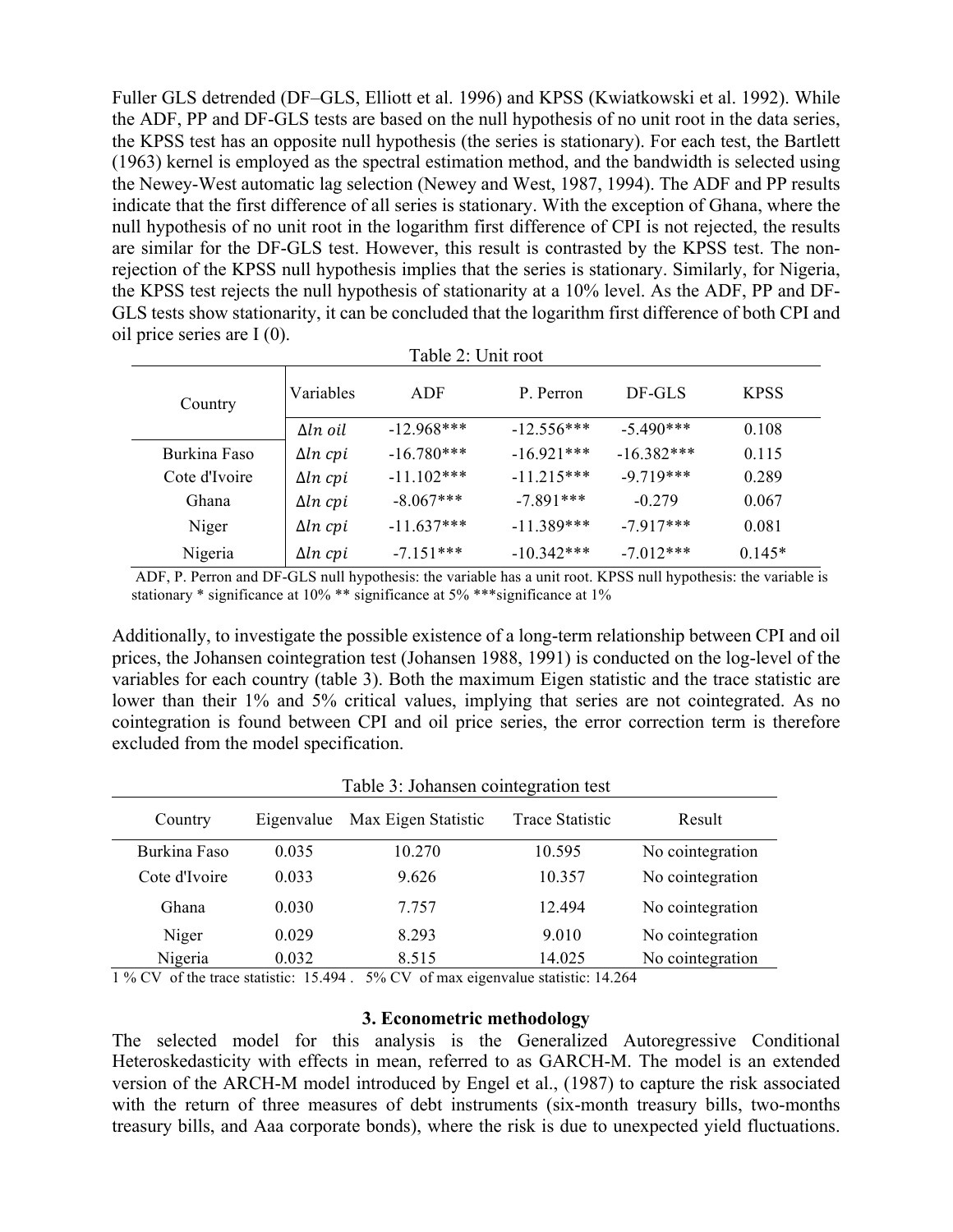Fuller GLS detrended (DF–GLS, Elliott et al. 1996) and KPSS (Kwiatkowski et al. 1992). While the ADF, PP and DF-GLS tests are based on the null hypothesis of no unit root in the data series, the KPSS test has an opposite null hypothesis (the series is stationary). For each test, the Bartlett (1963) kernel is employed as the spectral estimation method, and the bandwidth is selected using the Newey-West automatic lag selection (Newey and West, 1987, 1994). The ADF and PP results indicate that the first difference of all series is stationary. With the exception of Ghana, where the null hypothesis of no unit root in the logarithm first difference of CPI is not rejected, the results are similar for the DF-GLS test. However, this result is contrasted by the KPSS test. The non-rejection of the KPSS null hypothesis implies that the series is stationary. Similarly, for Nigeria, the KPSS test rejects the null hypothesis of stationarity at a 10% level. As the ADF, PP and DF-GLS tests show stationarity, it can be concluded that the logarithm first difference of both CPI and oil price series are I (0).

Table 2: Unit root

| Country | Variables | ADF | P. Perron | DF-GLS | KPSS |
|---|---|---|---|---|---|
| | $\Delta ln\ oil$ | -12.968*** | -12.556*** | -5.490*** | 0.108 |
| Burkina Faso | $\Delta ln\ cpi$ | -16.780*** | -16.921*** | -16.382*** | 0.115 |
| Cote d'Ivoire | $\Delta ln\ cpi$ | -11.102*** | -11.215*** | -9.719*** | 0.289 |
| Ghana | $\Delta ln\ cpi$ | -8.067*** | -7.891*** | -0.279 | 0.067 |
| Niger | $\Delta ln\ cpi$ | -11.637*** | -11.389*** | -7.917*** | 0.081 |
| Nigeria | $\Delta ln\ cpi$ | -7.151*** | -10.342*** | -7.012*** | 0.145* |

ADF, P. Perron and DF-GLS null hypothesis: the variable has a unit root. KPSS null hypothesis: the variable is stationary * significance at 10% ** significance at 5% ***significance at 1%

Additionally, to investigate the possible existence of a long-term relationship between CPI and oil prices, the Johansen cointegration test (Johansen 1988, 1991) is conducted on the log-level of the variables for each country (table 3). Both the maximum Eigen statistic and the trace statistic are lower than their 1% and 5% critical values, implying that series are not cointegrated. As no cointegration is found between CPI and oil price series, the error correction term is therefore excluded from the model specification.

Table 3: Johansen cointegration test

| Country | Eigenvalue | Max Eigen Statistic | Trace Statistic | Result |
|---|---|---|---|---|
| Burkina Faso | 0.035 | 10.270 | 10.595 | No cointegration |
| Cote d'Ivoire | 0.033 | 9.626 | 10.357 | No cointegration |
| Ghana | 0.030 | 7.757 | 12.494 | No cointegration |
| Niger | 0.029 | 8.293 | 9.010 | No cointegration |
| Nigeria | 0.032 | 8.515 | 14.025 | No cointegration |

1 % CV of the trace statistic: 15.494 . 5% CV of max eigenvalue statistic: 14.264

## 3. Econometric methodology

The selected model for this analysis is the Generalized Autoregressive Conditional Heteroskedasticity with effects in mean, referred to as GARCH-M. The model is an extended version of the ARCH-M model introduced by Engel et al., (1987) to capture the risk associated with the return of three measures of debt instruments (six-month treasury bills, two-months treasury bills, and Aaa corporate bonds), where the risk is due to unexpected yield fluctuations.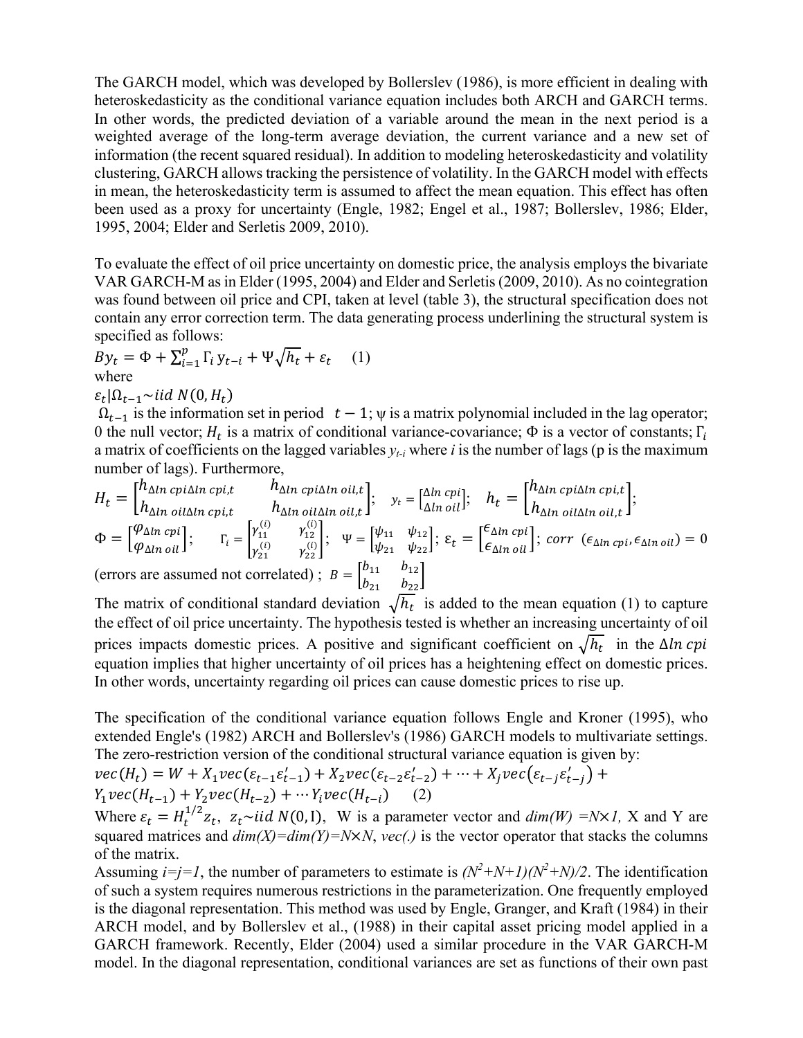The GARCH model, which was developed by Bollerslev (1986), is more efficient in dealing with heteroskedasticity as the conditional variance equation includes both ARCH and GARCH terms. In other words, the predicted deviation of a variable around the mean in the next period is a weighted average of the long-term average deviation, the current variance and a new set of information (the recent squared residual). In addition to modeling heteroskedasticity and volatility clustering, GARCH allows tracking the persistence of volatility. In the GARCH model with effects in mean, the heteroskedasticity term is assumed to affect the mean equation. This effect has often been used as a proxy for uncertainty (Engle, 1982; Engel et al., 1987; Bollerslev, 1986; Elder, 1995, 2004; Elder and Serletis 2009, 2010).

To evaluate the effect of oil price uncertainty on domestic price, the analysis employs the bivariate VAR GARCH-M as in Elder (1995, 2004) and Elder and Serletis (2009, 2010). As no cointegration was found between oil price and CPI, taken at level (table 3), the structural specification does not contain any error correction term. The data generating process underlining the structural system is specified as follows:

$$By_t = \Phi + \sum_{i=1}^{p} \Gamma_i \, y_{t-i} + \Psi\sqrt{h_t} + \varepsilon_t \qquad (1)$$

where

$\varepsilon_t | \Omega_{t-1} \sim iid\ N(0, H_t)$

$\Omega_{t-1}$ is the information set in period $t-1$; $\psi$ is a matrix polynomial included in the lag operator; 0 the null vector; $H_t$ is a matrix of conditional variance-covariance; $\Phi$ is a vector of constants; $\Gamma_i$ a matrix of coefficients on the lagged variables $y_{t-i}$ where $i$ is the number of lags (p is the maximum number of lags). Furthermore,

$$H_t = \begin{bmatrix} h_{\Delta ln\ cpi \Delta ln\ cpi,t} & h_{\Delta ln\ cpi \Delta ln\ oil,t} \\ h_{\Delta ln\ oil \Delta ln\ cpi,t} & h_{\Delta ln\ oil \Delta ln\ oil,t} \end{bmatrix}; \quad y_t = \begin{bmatrix} \Delta ln\ cpi \\ \Delta ln\ oil \end{bmatrix}; \quad h_t = \begin{bmatrix} h_{\Delta ln\ cpi \Delta ln\ cpi,t} \\ h_{\Delta ln\ oil \Delta ln\ oil,t} \end{bmatrix};$$

$$\Phi = \begin{bmatrix} \varphi_{\Delta ln\ cpi} \\ \varphi_{\Delta ln\ oil} \end{bmatrix}; \quad \Gamma_i = \begin{bmatrix} \gamma_{11}^{(i)} & \gamma_{12}^{(i)} \\ \gamma_{21}^{(i)} & \gamma_{22}^{(i)} \end{bmatrix}; \quad \Psi = \begin{bmatrix} \psi_{11} & \psi_{12} \\ \psi_{21} & \psi_{22} \end{bmatrix}; \ \varepsilon_t = \begin{bmatrix} \epsilon_{\Delta ln\ cpi} \\ \epsilon_{\Delta ln\ oil} \end{bmatrix}; \ corr\ (\epsilon_{\Delta ln\ cpi}, \epsilon_{\Delta ln\ oil}) = 0$$

(errors are assumed not correlated) ; $B = \begin{bmatrix} b_{11} & b_{12} \\ b_{21} & b_{22} \end{bmatrix}$

The matrix of conditional standard deviation $\sqrt{h_t}$ is added to the mean equation (1) to capture the effect of oil price uncertainty. The hypothesis tested is whether an increasing uncertainty of oil prices impacts domestic prices. A positive and significant coefficient on $\sqrt{h_t}$ in the $\Delta ln\ cpi$ equation implies that higher uncertainty of oil prices has a heightening effect on domestic prices. In other words, uncertainty regarding oil prices can cause domestic prices to rise up.

The specification of the conditional variance equation follows Engle and Kroner (1995), who extended Engle's (1982) ARCH and Bollerslev's (1986) GARCH models to multivariate settings. The zero-restriction version of the conditional structural variance equation is given by:

$$vec(H_t) = W + X_1 vec(\varepsilon_{t-1}\varepsilon_{t-1}') + X_2 vec(\varepsilon_{t-2}\varepsilon_{t-2}') + \cdots + X_j vec(\varepsilon_{t-j}\varepsilon_{t-j}') + Y_1 vec(H_{t-1}) + Y_2 vec(H_{t-2}) + \cdots Y_i vec(H_{t-i}) \qquad (2)$$

Where $\varepsilon_t = H_t^{1/2} z_t$, $z_t \sim iid\ N(0, \mathrm{I})$, W is a parameter vector and $dim(W) = N \times 1$, X and Y are squared matrices and $dim(X) = dim(Y) = N \times N$, $vec(.)$ is the vector operator that stacks the columns of the matrix.

Assuming $i=j=1$, the number of parameters to estimate is $(N^2+N+1)(N^2+N)/2$. The identification of such a system requires numerous restrictions in the parameterization. One frequently employed is the diagonal representation. This method was used by Engle, Granger, and Kraft (1984) in their ARCH model, and by Bollerslev et al., (1988) in their capital asset pricing model applied in a GARCH framework. Recently, Elder (2004) used a similar procedure in the VAR GARCH-M model. In the diagonal representation, conditional variances are set as functions of their own past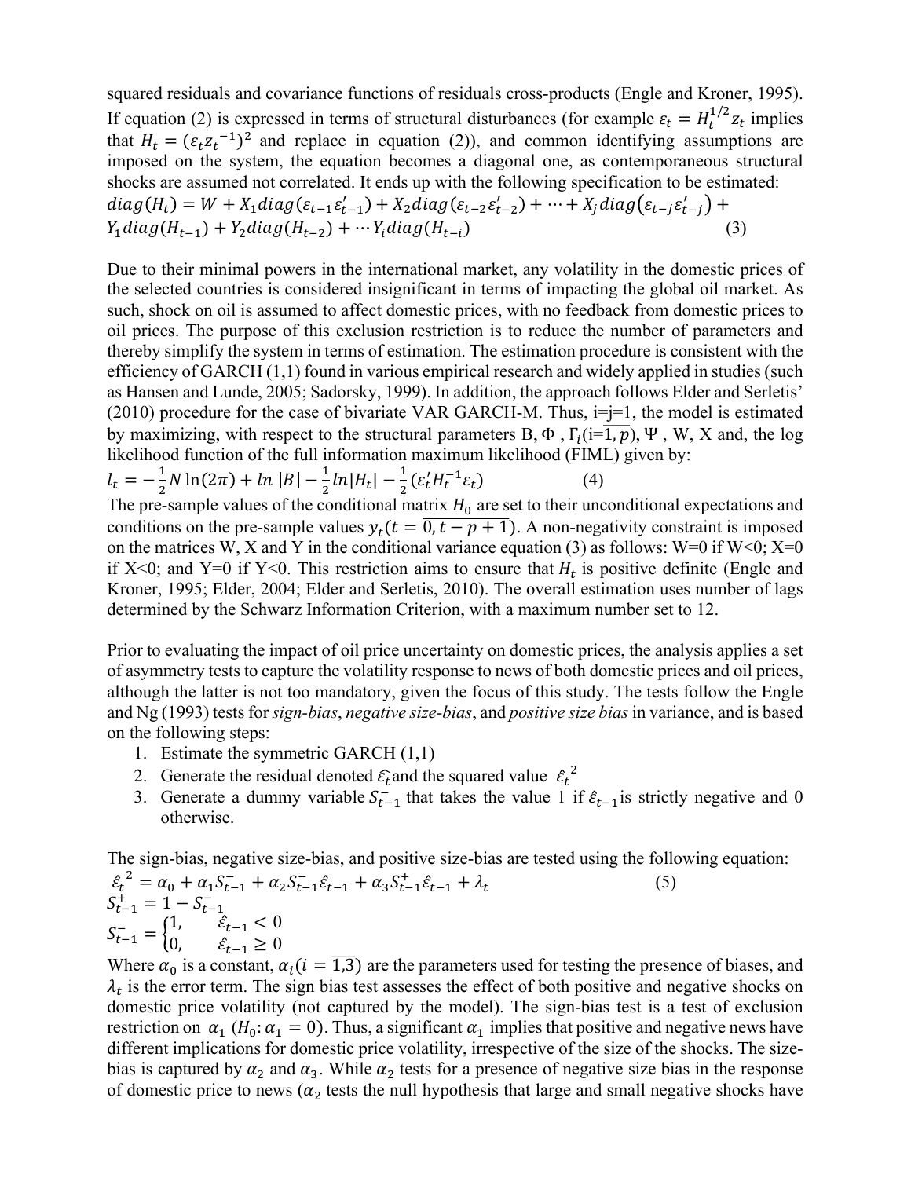squared residuals and covariance functions of residuals cross-products (Engle and Kroner, 1995). If equation (2) is expressed in terms of structural disturbances (for example $\varepsilon_t = H_t^{1/2} z_t$ implies that $H_t = (\varepsilon_t z_t^{-1})^2$ and replace in equation (2)), and common identifying assumptions are imposed on the system, the equation becomes a diagonal one, as contemporaneous structural shocks are assumed not correlated. It ends up with the following specification to be estimated:

$$diag(H_t) = W + X_1 diag(\varepsilon_{t-1}\varepsilon'_{t-1}) + X_2 diag(\varepsilon_{t-2}\varepsilon'_{t-2}) + \cdots + X_j diag(\varepsilon_{t-j}\varepsilon'_{t-j}) + Y_1 diag(H_{t-1}) + Y_2 diag(H_{t-2}) + \cdots Y_i diag(H_{t-i}) \qquad (3)$$

Due to their minimal powers in the international market, any volatility in the domestic prices of the selected countries is considered insignificant in terms of impacting the global oil market. As such, shock on oil is assumed to affect domestic prices, with no feedback from domestic prices to oil prices. The purpose of this exclusion restriction is to reduce the number of parameters and thereby simplify the system in terms of estimation. The estimation procedure is consistent with the efficiency of GARCH (1,1) found in various empirical research and widely applied in studies (such as Hansen and Lunde, 2005; Sadorsky, 1999). In addition, the approach follows Elder and Serletis' (2010) procedure for the case of bivariate VAR GARCH-M. Thus, i=j=1, the model is estimated by maximizing, with respect to the structural parameters B, $\Phi$ , $\Gamma_i$($i=\overline{1,p}$), $\Psi$ , W, X and, the log likelihood function of the full information maximum likelihood (FIML) given by:

$$l_t = -\frac{1}{2} N \ln(2\pi) + \ln|B| - \frac{1}{2} \ln|H_t| - \frac{1}{2}(\varepsilon'_t H_t^{-1} \varepsilon_t) \qquad (4)$$

The pre-sample values of the conditional matrix $H_0$ are set to their unconditional expectations and conditions on the pre-sample values $y_t(t = \overline{0, t-p+1})$. A non-negativity constraint is imposed on the matrices W, X and Y in the conditional variance equation (3) as follows: W=0 if W<0; X=0 if X<0; and Y=0 if Y<0. This restriction aims to ensure that $H_t$ is positive definite (Engle and Kroner, 1995; Elder, 2004; Elder and Serletis, 2010). The overall estimation uses number of lags determined by the Schwarz Information Criterion, with a maximum number set to 12.

Prior to evaluating the impact of oil price uncertainty on domestic prices, the analysis applies a set of asymmetry tests to capture the volatility response to news of both domestic prices and oil prices, although the latter is not too mandatory, given the focus of this study. The tests follow the Engle and Ng (1993) tests for *sign-bias*, *negative size-bias*, and *positive size bias* in variance, and is based on the following steps:

1. Estimate the symmetric GARCH (1,1)
2. Generate the residual denoted $\hat{\varepsilon_t}$ and the squared value $\hat{\varepsilon_t}^2$
3. Generate a dummy variable $S_{t-1}^-$ that takes the value 1 if $\hat{\varepsilon}_{t-1}$ is strictly negative and 0 otherwise.

The sign-bias, negative size-bias, and positive size-bias are tested using the following equation:

$$\hat{\varepsilon_t}^2 = \alpha_0 + \alpha_1 S_{t-1}^- + \alpha_2 S_{t-1}^- \hat{\varepsilon}_{t-1} + \alpha_3 S_{t-1}^+ \hat{\varepsilon}_{t-1} + \lambda_t \qquad (5)$$

$$S_{t-1}^+ = 1 - S_{t-1}^-$$

$$S_{t-1}^- = \begin{cases} 1, & \hat{\varepsilon}_{t-1} < 0 \\ 0, & \hat{\varepsilon}_{t-1} \geq 0 \end{cases}$$

Where $\alpha_0$ is a constant, $\alpha_i (i = \overline{1,3})$ are the parameters used for testing the presence of biases, and $\lambda_t$ is the error term. The sign bias test assesses the effect of both positive and negative shocks on domestic price volatility (not captured by the model). The sign-bias test is a test of exclusion restriction on $\alpha_1$ ($H_0$: $\alpha_1 = 0$). Thus, a significant $\alpha_1$ implies that positive and negative news have different implications for domestic price volatility, irrespective of the size of the shocks. The size-bias is captured by $\alpha_2$ and $\alpha_3$. While $\alpha_2$ tests for a presence of negative size bias in the response of domestic price to news ($\alpha_2$ tests the null hypothesis that large and small negative shocks have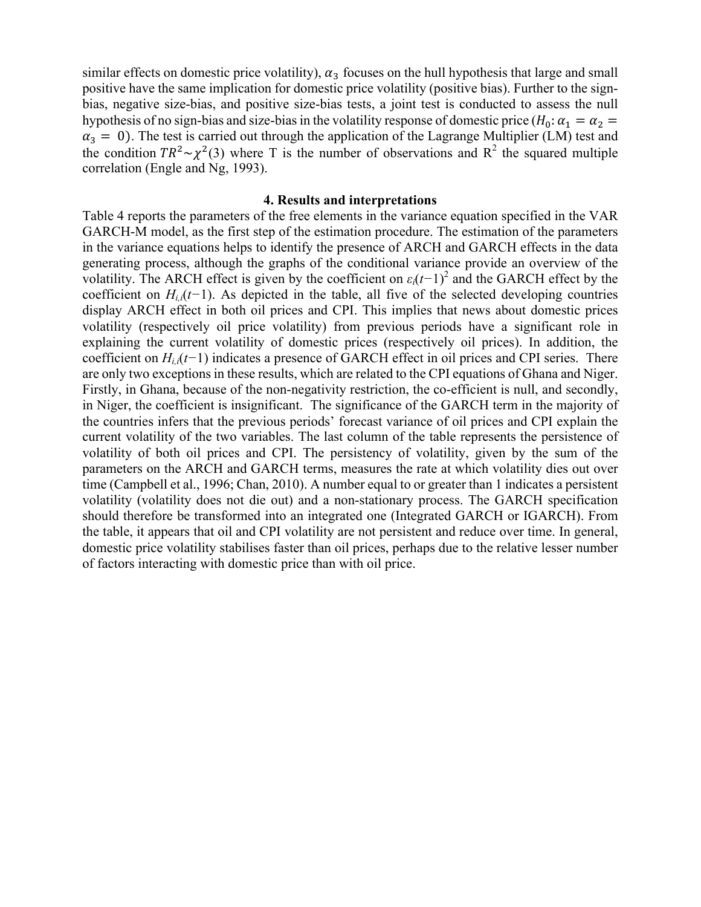similar effects on domestic price volatility), $\alpha_3$ focuses on the hull hypothesis that large and small positive have the same implication for domestic price volatility (positive bias). Further to the sign-bias, negative size-bias, and positive size-bias tests, a joint test is conducted to assess the null hypothesis of no sign-bias and size-bias in the volatility response of domestic price ($H_0: \alpha_1 = \alpha_2 = \alpha_3 = 0$). The test is carried out through the application of the Lagrange Multiplier (LM) test and the condition $TR^2 \sim \chi^2(3)$ where T is the number of observations and $R^2$ the squared multiple correlation (Engle and Ng, 1993).

## 4. Results and interpretations

Table 4 reports the parameters of the free elements in the variance equation specified in the VAR GARCH-M model, as the first step of the estimation procedure. The estimation of the parameters in the variance equations helps to identify the presence of ARCH and GARCH effects in the data generating process, although the graphs of the conditional variance provide an overview of the volatility. The ARCH effect is given by the coefficient on $\varepsilon_i(t-1)^2$ and the GARCH effect by the coefficient on $H_{i,i}(t-1)$. As depicted in the table, all five of the selected developing countries display ARCH effect in both oil prices and CPI. This implies that news about domestic prices volatility (respectively oil price volatility) from previous periods have a significant role in explaining the current volatility of domestic prices (respectively oil prices). In addition, the coefficient on $H_{i,i}(t-1)$ indicates a presence of GARCH effect in oil prices and CPI series. There are only two exceptions in these results, which are related to the CPI equations of Ghana and Niger. Firstly, in Ghana, because of the non-negativity restriction, the co-efficient is null, and secondly, in Niger, the coefficient is insignificant. The significance of the GARCH term in the majority of the countries infers that the previous periods' forecast variance of oil prices and CPI explain the current volatility of the two variables. The last column of the table represents the persistence of volatility of both oil prices and CPI. The persistency of volatility, given by the sum of the parameters on the ARCH and GARCH terms, measures the rate at which volatility dies out over time (Campbell et al., 1996; Chan, 2010). A number equal to or greater than 1 indicates a persistent volatility (volatility does not die out) and a non-stationary process. The GARCH specification should therefore be transformed into an integrated one (Integrated GARCH or IGARCH). From the table, it appears that oil and CPI volatility are not persistent and reduce over time. In general, domestic price volatility stabilises faster than oil prices, perhaps due to the relative lesser number of factors interacting with domestic price than with oil price.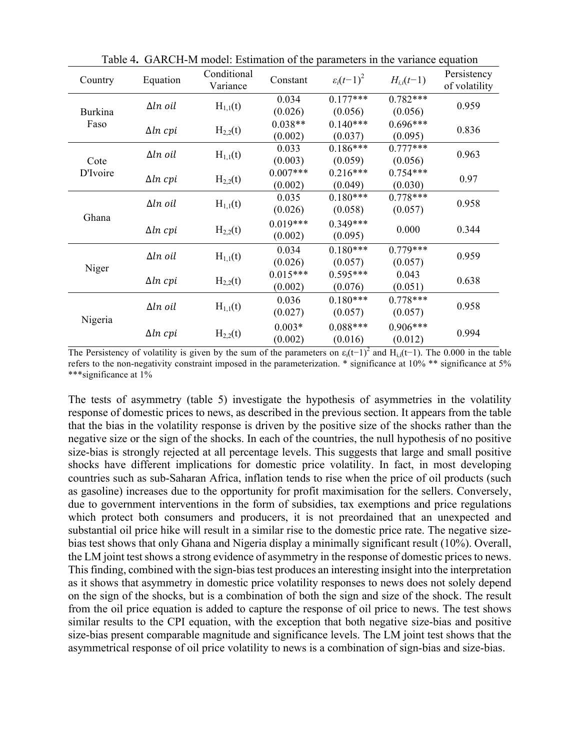Table 4. GARCH-M model: Estimation of the parameters in the variance equation

| Country | Equation | Conditional Variance | Constant | $\varepsilon_i(t-1)^2$ | $H_{i,i}(t-1)$ | Persistency of volatility |
|---|---|---|---|---|---|---|
| Burkina Faso | $\Delta ln\ oil$ | $H_{1,1}(t)$ | 0.034 (0.026) | 0.177*** (0.056) | 0.782*** (0.056) | 0.959 |
| | $\Delta ln\ cpi$ | $H_{2,2}(t)$ | 0.038** (0.002) | 0.140*** (0.037) | 0.696*** (0.095) | 0.836 |
| Cote D'Ivoire | $\Delta ln\ oil$ | $H_{1,1}(t)$ | 0.033 (0.003) | 0.186*** (0.059) | 0.777*** (0.056) | 0.963 |
| | $\Delta ln\ cpi$ | $H_{2,2}(t)$ | 0.007*** (0.002) | 0.216*** (0.049) | 0.754*** (0.030) | 0.97 |
| Ghana | $\Delta ln\ oil$ | $H_{1,1}(t)$ | 0.035 (0.026) | 0.180*** (0.058) | 0.778*** (0.057) | 0.958 |
| | $\Delta ln\ cpi$ | $H_{2,2}(t)$ | 0.019*** (0.002) | 0.349*** (0.095) | 0.000 | 0.344 |
| Niger | $\Delta ln\ oil$ | $H_{1,1}(t)$ | 0.034 (0.026) | 0.180*** (0.057) | 0.779*** (0.057) | 0.959 |
| | $\Delta ln\ cpi$ | $H_{2,2}(t)$ | 0.015*** (0.002) | 0.595*** (0.076) | 0.043 (0.051) | 0.638 |
| Nigeria | $\Delta ln\ oil$ | $H_{1,1}(t)$ | 0.036 (0.027) | 0.180*** (0.057) | 0.778*** (0.057) | 0.958 |
| | $\Delta ln\ cpi$ | $H_{2,2}(t)$ | 0.003* (0.002) | 0.088*** (0.016) | 0.906*** (0.012) | 0.994 |

The Persistency of volatility is given by the sum of the parameters on $\varepsilon_i(t-1)^2$ and $H_{i,i}(t-1)$. The 0.000 in the table refers to the non-negativity constraint imposed in the parameterization. * significance at 10% ** significance at 5% ***significance at 1%

The tests of asymmetry (table 5) investigate the hypothesis of asymmetries in the volatility response of domestic prices to news, as described in the previous section. It appears from the table that the bias in the volatility response is driven by the positive size of the shocks rather than the negative size or the sign of the shocks. In each of the countries, the null hypothesis of no positive size-bias is strongly rejected at all percentage levels. This suggests that large and small positive shocks have different implications for domestic price volatility. In fact, in most developing countries such as sub-Saharan Africa, inflation tends to rise when the price of oil products (such as gasoline) increases due to the opportunity for profit maximisation for the sellers. Conversely, due to government interventions in the form of subsidies, tax exemptions and price regulations which protect both consumers and producers, it is not preordained that an unexpected and substantial oil price hike will result in a similar rise to the domestic price rate. The negative size-bias test shows that only Ghana and Nigeria display a minimally significant result (10%). Overall, the LM joint test shows a strong evidence of asymmetry in the response of domestic prices to news. This finding, combined with the sign-bias test produces an interesting insight into the interpretation as it shows that asymmetry in domestic price volatility responses to news does not solely depend on the sign of the shocks, but is a combination of both the sign and size of the shock. The result from the oil price equation is added to capture the response of oil price to news. The test shows similar results to the CPI equation, with the exception that both negative size-bias and positive size-bias present comparable magnitude and significance levels. The LM joint test shows that the asymmetrical response of oil price volatility to news is a combination of sign-bias and size-bias.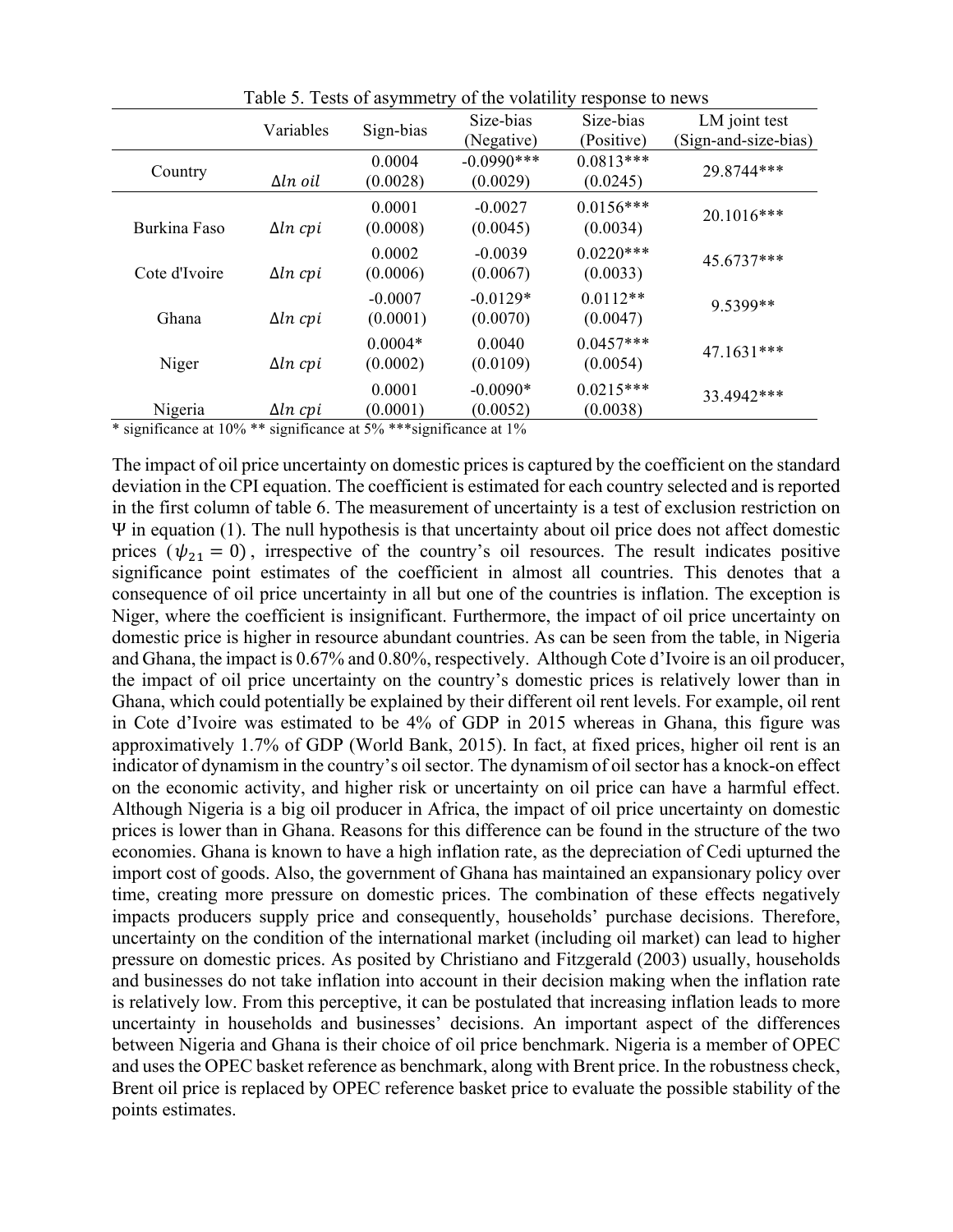Table 5. Tests of asymmetry of the volatility response to news

| | Variables | Sign-bias | Size-bias (Negative) | Size-bias (Positive) | LM joint test (Sign-and-size-bias) |
|---|---|---|---|---|---|
| Country | $\Delta ln\ oil$ | 0.0004 (0.0028) | -0.0990*** (0.0029) | 0.0813*** (0.0245) | 29.8744*** |
| Burkina Faso | $\Delta ln\ cpi$ | 0.0001 (0.0008) | -0.0027 (0.0045) | 0.0156*** (0.0034) | 20.1016*** |
| Cote d'Ivoire | $\Delta ln\ cpi$ | 0.0002 (0.0006) | -0.0039 (0.0067) | 0.0220*** (0.0033) | 45.6737*** |
| Ghana | $\Delta ln\ cpi$ | -0.0007 (0.0001) | -0.0129* (0.0070) | 0.0112** (0.0047) | 9.5399** |
| Niger | $\Delta ln\ cpi$ | 0.0004* (0.0002) | 0.0040 (0.0109) | 0.0457*** (0.0054) | 47.1631*** |
| Nigeria | $\Delta ln\ cpi$ | 0.0001 (0.0001) | -0.0090* (0.0052) | 0.0215*** (0.0038) | 33.4942*** |

\* significance at 10% ** significance at 5% ***significance at 1%

The impact of oil price uncertainty on domestic prices is captured by the coefficient on the standard deviation in the CPI equation. The coefficient is estimated for each country selected and is reported in the first column of table 6. The measurement of uncertainty is a test of exclusion restriction on $\Psi$ in equation (1). The null hypothesis is that uncertainty about oil price does not affect domestic prices ($\psi_{21} = 0$), irrespective of the country's oil resources. The result indicates positive significance point estimates of the coefficient in almost all countries. This denotes that a consequence of oil price uncertainty in all but one of the countries is inflation. The exception is Niger, where the coefficient is insignificant. Furthermore, the impact of oil price uncertainty on domestic price is higher in resource abundant countries. As can be seen from the table, in Nigeria and Ghana, the impact is 0.67% and 0.80%, respectively. Although Cote d'Ivoire is an oil producer, the impact of oil price uncertainty on the country's domestic prices is relatively lower than in Ghana, which could potentially be explained by their different oil rent levels. For example, oil rent in Cote d'Ivoire was estimated to be 4% of GDP in 2015 whereas in Ghana, this figure was approximatively 1.7% of GDP (World Bank, 2015). In fact, at fixed prices, higher oil rent is an indicator of dynamism in the country's oil sector. The dynamism of oil sector has a knock-on effect on the economic activity, and higher risk or uncertainty on oil price can have a harmful effect. Although Nigeria is a big oil producer in Africa, the impact of oil price uncertainty on domestic prices is lower than in Ghana. Reasons for this difference can be found in the structure of the two economies. Ghana is known to have a high inflation rate, as the depreciation of Cedi upturned the import cost of goods. Also, the government of Ghana has maintained an expansionary policy over time, creating more pressure on domestic prices. The combination of these effects negatively impacts producers supply price and consequently, households' purchase decisions. Therefore, uncertainty on the condition of the international market (including oil market) can lead to higher pressure on domestic prices. As posited by Christiano and Fitzgerald (2003) usually, households and businesses do not take inflation into account in their decision making when the inflation rate is relatively low. From this perceptive, it can be postulated that increasing inflation leads to more uncertainty in households and businesses' decisions. An important aspect of the differences between Nigeria and Ghana is their choice of oil price benchmark. Nigeria is a member of OPEC and uses the OPEC basket reference as benchmark, along with Brent price. In the robustness check, Brent oil price is replaced by OPEC reference basket price to evaluate the possible stability of the points estimates.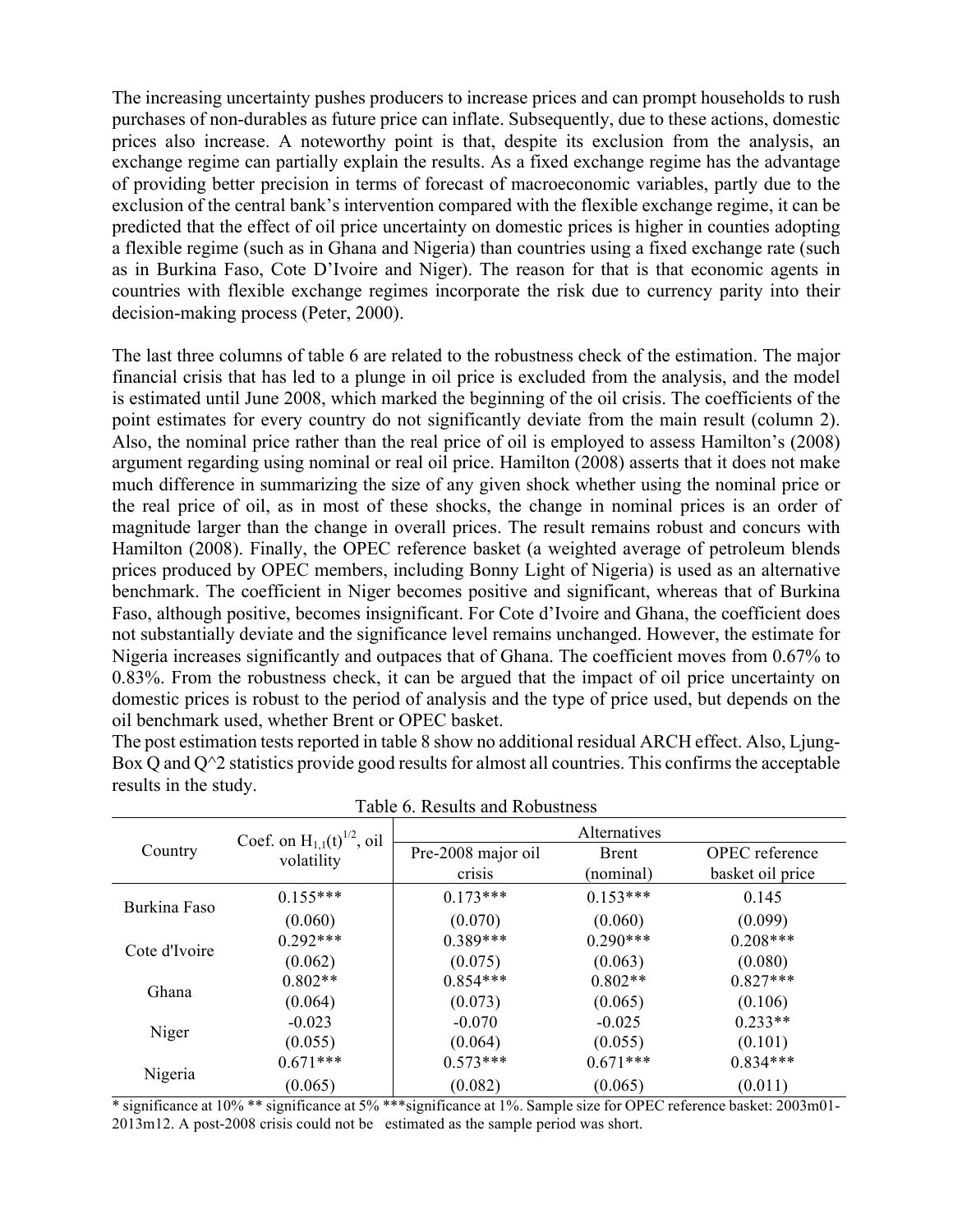The increasing uncertainty pushes producers to increase prices and can prompt households to rush purchases of non-durables as future price can inflate. Subsequently, due to these actions, domestic prices also increase. A noteworthy point is that, despite its exclusion from the analysis, an exchange regime can partially explain the results. As a fixed exchange regime has the advantage of providing better precision in terms of forecast of macroeconomic variables, partly due to the exclusion of the central bank's intervention compared with the flexible exchange regime, it can be predicted that the effect of oil price uncertainty on domestic prices is higher in counties adopting a flexible regime (such as in Ghana and Nigeria) than countries using a fixed exchange rate (such as in Burkina Faso, Cote D'Ivoire and Niger). The reason for that is that economic agents in countries with flexible exchange regimes incorporate the risk due to currency parity into their decision-making process (Peter, 2000).

The last three columns of table 6 are related to the robustness check of the estimation. The major financial crisis that has led to a plunge in oil price is excluded from the analysis, and the model is estimated until June 2008, which marked the beginning of the oil crisis. The coefficients of the point estimates for every country do not significantly deviate from the main result (column 2). Also, the nominal price rather than the real price of oil is employed to assess Hamilton's (2008) argument regarding using nominal or real oil price. Hamilton (2008) asserts that it does not make much difference in summarizing the size of any given shock whether using the nominal price or the real price of oil, as in most of these shocks, the change in nominal prices is an order of magnitude larger than the change in overall prices. The result remains robust and concurs with Hamilton (2008). Finally, the OPEC reference basket (a weighted average of petroleum blends prices produced by OPEC members, including Bonny Light of Nigeria) is used as an alternative benchmark. The coefficient in Niger becomes positive and significant, whereas that of Burkina Faso, although positive, becomes insignificant. For Cote d'Ivoire and Ghana, the coefficient does not substantially deviate and the significance level remains unchanged. However, the estimate for Nigeria increases significantly and outpaces that of Ghana. The coefficient moves from 0.67% to 0.83%. From the robustness check, it can be argued that the impact of oil price uncertainty on domestic prices is robust to the period of analysis and the type of price used, but depends on the oil benchmark used, whether Brent or OPEC basket.

The post estimation tests reported in table 8 show no additional residual ARCH effect. Also, Ljung-Box Q and Q^2 statistics provide good results for almost all countries. This confirms the acceptable results in the study.

Table 6. Results and Robustness

| Country | Coef. on $H_{1,1}(t)^{1/2}$, oil volatility | Alternatives | | |
|---|---|---|---|---|
| | | Pre-2008 major oil crisis | Brent (nominal) | OPEC reference basket oil price |
| Burkina Faso | 0.155*** | 0.173*** | 0.153*** | 0.145 |
| | (0.060) | (0.070) | (0.060) | (0.099) |
| Cote d'Ivoire | 0.292*** | 0.389*** | 0.290*** | 0.208*** |
| | (0.062) | (0.075) | (0.063) | (0.080) |
| Ghana | 0.802** | 0.854*** | 0.802** | 0.827*** |
| | (0.064) | (0.073) | (0.065) | (0.106) |
| Niger | -0.023 | -0.070 | -0.025 | 0.233** |
| | (0.055) | (0.064) | (0.055) | (0.101) |
| Nigeria | 0.671*** | 0.573*** | 0.671*** | 0.834*** |
| | (0.065) | (0.082) | (0.065) | (0.011) |

* significance at 10% ** significance at 5% ***significance at 1%. Sample size for OPEC reference basket: 2003m01-2013m12. A post-2008 crisis could not be estimated as the sample period was short.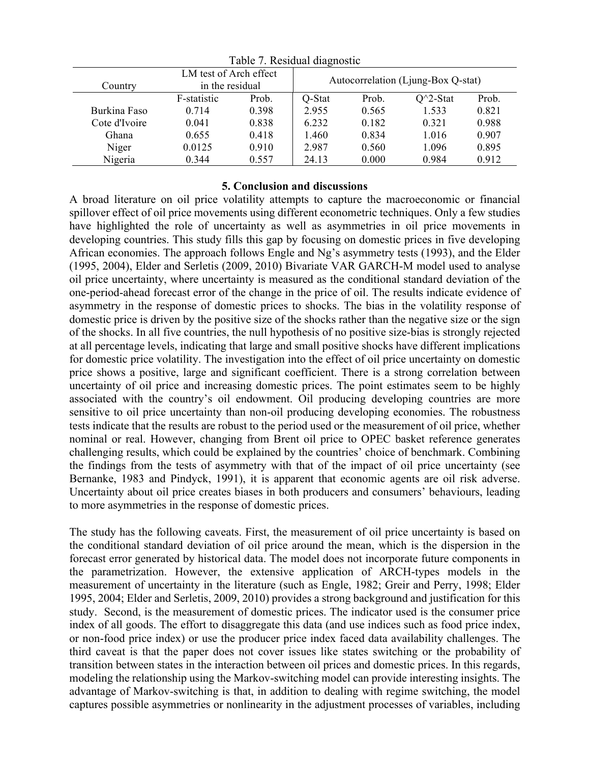Table 7. Residual diagnostic

| Country | LM test of Arch effect in the residual | | Autocorrelation (Ljung-Box Q-stat) | | | |
|---|---|---|---|---|---|---|
| | F-statistic | Prob. | Q-Stat | Prob. | Q^2-Stat | Prob. |
| Burkina Faso | 0.714 | 0.398 | 2.955 | 0.565 | 1.533 | 0.821 |
| Cote d'Ivoire | 0.041 | 0.838 | 6.232 | 0.182 | 0.321 | 0.988 |
| Ghana | 0.655 | 0.418 | 1.460 | 0.834 | 1.016 | 0.907 |
| Niger | 0.0125 | 0.910 | 2.987 | 0.560 | 1.096 | 0.895 |
| Nigeria | 0.344 | 0.557 | 24.13 | 0.000 | 0.984 | 0.912 |

## 5. Conclusion and discussions

A broad literature on oil price volatility attempts to capture the macroeconomic or financial spillover effect of oil price movements using different econometric techniques. Only a few studies have highlighted the role of uncertainty as well as asymmetries in oil price movements in developing countries. This study fills this gap by focusing on domestic prices in five developing African economies. The approach follows Engle and Ng's asymmetry tests (1993), and the Elder (1995, 2004), Elder and Serletis (2009, 2010) Bivariate VAR GARCH-M model used to analyse oil price uncertainty, where uncertainty is measured as the conditional standard deviation of the one-period-ahead forecast error of the change in the price of oil. The results indicate evidence of asymmetry in the response of domestic prices to shocks. The bias in the volatility response of domestic price is driven by the positive size of the shocks rather than the negative size or the sign of the shocks. In all five countries, the null hypothesis of no positive size-bias is strongly rejected at all percentage levels, indicating that large and small positive shocks have different implications for domestic price volatility. The investigation into the effect of oil price uncertainty on domestic price shows a positive, large and significant coefficient. There is a strong correlation between uncertainty of oil price and increasing domestic prices. The point estimates seem to be highly associated with the country's oil endowment. Oil producing developing countries are more sensitive to oil price uncertainty than non-oil producing developing economies. The robustness tests indicate that the results are robust to the period used or the measurement of oil price, whether nominal or real. However, changing from Brent oil price to OPEC basket reference generates challenging results, which could be explained by the countries' choice of benchmark. Combining the findings from the tests of asymmetry with that of the impact of oil price uncertainty (see Bernanke, 1983 and Pindyck, 1991), it is apparent that economic agents are oil risk adverse. Uncertainty about oil price creates biases in both producers and consumers' behaviours, leading to more asymmetries in the response of domestic prices.

The study has the following caveats. First, the measurement of oil price uncertainty is based on the conditional standard deviation of oil price around the mean, which is the dispersion in the forecast error generated by historical data. The model does not incorporate future components in the parametrization. However, the extensive application of ARCH-types models in the measurement of uncertainty in the literature (such as Engle, 1982; Greir and Perry, 1998; Elder 1995, 2004; Elder and Serletis, 2009, 2010) provides a strong background and justification for this study. Second, is the measurement of domestic prices. The indicator used is the consumer price index of all goods. The effort to disaggregate this data (and use indices such as food price index, or non-food price index) or use the producer price index faced data availability challenges. The third caveat is that the paper does not cover issues like states switching or the probability of transition between states in the interaction between oil prices and domestic prices. In this regards, modeling the relationship using the Markov-switching model can provide interesting insights. The advantage of Markov-switching is that, in addition to dealing with regime switching, the model captures possible asymmetries or nonlinearity in the adjustment processes of variables, including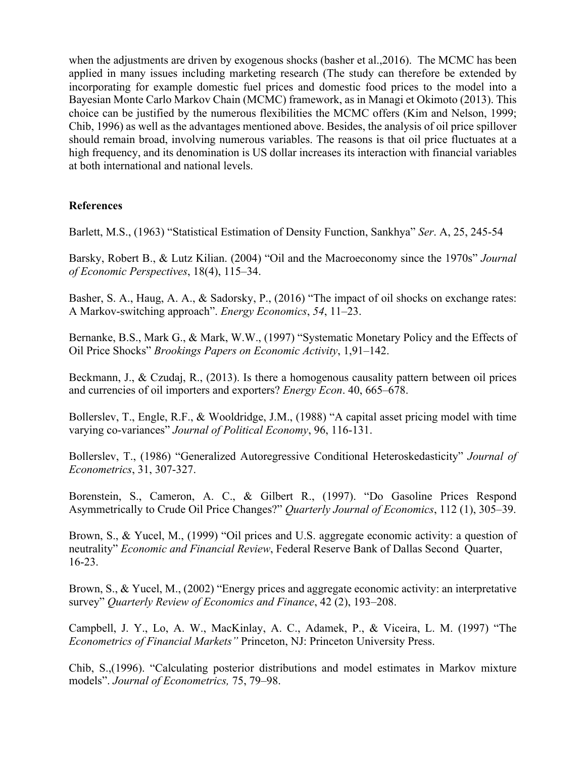when the adjustments are driven by exogenous shocks (basher et al.,2016). The MCMC has been applied in many issues including marketing research (The study can therefore be extended by incorporating for example domestic fuel prices and domestic food prices to the model into a Bayesian Monte Carlo Markov Chain (MCMC) framework, as in Managi et Okimoto (2013). This choice can be justified by the numerous flexibilities the MCMC offers (Kim and Nelson, 1999; Chib, 1996) as well as the advantages mentioned above. Besides, the analysis of oil price spillover should remain broad, involving numerous variables. The reasons is that oil price fluctuates at a high frequency, and its denomination is US dollar increases its interaction with financial variables at both international and national levels.

**References**

Barlett, M.S., (1963) "Statistical Estimation of Density Function, Sankhya" *Ser*. A, 25, 245-54

Barsky, Robert B., & Lutz Kilian. (2004) "Oil and the Macroeconomy since the 1970s" *Journal of Economic Perspectives*, 18(4), 115–34.

Basher, S. A., Haug, A. A., & Sadorsky, P., (2016) "The impact of oil shocks on exchange rates: A Markov-switching approach". *Energy Economics*, *54*, 11–23.

Bernanke, B.S., Mark G., & Mark, W.W., (1997) "Systematic Monetary Policy and the Effects of Oil Price Shocks" *Brookings Papers on Economic Activity*, 1,91–142.

Beckmann, J., & Czudaj, R., (2013). Is there a homogenous causality pattern between oil prices and currencies of oil importers and exporters? *Energy Econ*. 40, 665–678.

Bollerslev, T., Engle, R.F., & Wooldridge, J.M., (1988) "A capital asset pricing model with time varying co-variances" *Journal of Political Economy*, 96, 116-131.

Bollerslev, T., (1986) "Generalized Autoregressive Conditional Heteroskedasticity" *Journal of Econometrics*, 31, 307-327.

Borenstein, S., Cameron, A. C., & Gilbert R., (1997). "Do Gasoline Prices Respond Asymmetrically to Crude Oil Price Changes?" *Quarterly Journal of Economics*, 112 (1), 305–39.

Brown, S., & Yucel, M., (1999) "Oil prices and U.S. aggregate economic activity: a question of neutrality" *Economic and Financial Review*, Federal Reserve Bank of Dallas Second Quarter, 16-23.

Brown, S., & Yucel, M., (2002) "Energy prices and aggregate economic activity: an interpretative survey" *Quarterly Review of Economics and Finance*, 42 (2), 193–208.

Campbell, J. Y., Lo, A. W., MacKinlay, A. C., Adamek, P., & Viceira, L. M. (1997) "The *Econometrics of Financial Markets"* Princeton, NJ: Princeton University Press.

Chib, S.,(1996). "Calculating posterior distributions and model estimates in Markov mixture models". *Journal of Econometrics,* 75, 79–98.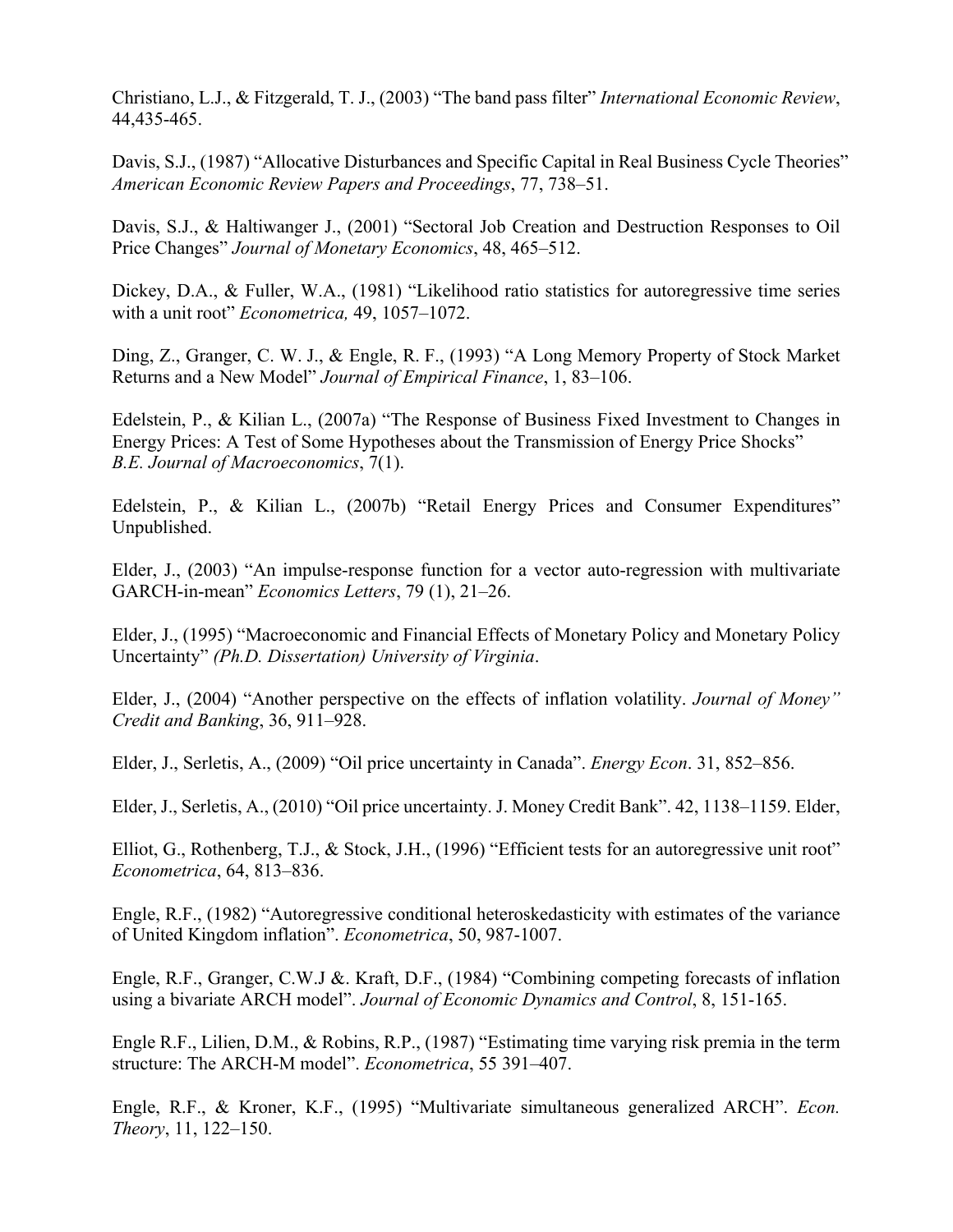Christiano, L.J., & Fitzgerald, T. J., (2003) "The band pass filter" *International Economic Review*, 44,435-465.

Davis, S.J., (1987) "Allocative Disturbances and Specific Capital in Real Business Cycle Theories" *American Economic Review Papers and Proceedings*, 77, 738–51.

Davis, S.J., & Haltiwanger J., (2001) "Sectoral Job Creation and Destruction Responses to Oil Price Changes" *Journal of Monetary Economics*, 48, 465–512.

Dickey, D.A., & Fuller, W.A., (1981) "Likelihood ratio statistics for autoregressive time series with a unit root" *Econometrica,* 49, 1057–1072.

Ding, Z., Granger, C. W. J., & Engle, R. F., (1993) "A Long Memory Property of Stock Market Returns and a New Model" *Journal of Empirical Finance*, 1, 83–106.

Edelstein, P., & Kilian L., (2007a) "The Response of Business Fixed Investment to Changes in Energy Prices: A Test of Some Hypotheses about the Transmission of Energy Price Shocks" *B.E. Journal of Macroeconomics*, 7(1).

Edelstein, P., & Kilian L., (2007b) "Retail Energy Prices and Consumer Expenditures" Unpublished.

Elder, J., (2003) "An impulse-response function for a vector auto-regression with multivariate GARCH-in-mean" *Economics Letters*, 79 (1), 21–26.

Elder, J., (1995) "Macroeconomic and Financial Effects of Monetary Policy and Monetary Policy Uncertainty" *(Ph.D. Dissertation) University of Virginia*.

Elder, J., (2004) "Another perspective on the effects of inflation volatility. *Journal of Money" Credit and Banking*, 36, 911–928.

Elder, J., Serletis, A., (2009) "Oil price uncertainty in Canada". *Energy Econ*. 31, 852–856.

Elder, J., Serletis, A., (2010) "Oil price uncertainty. J. Money Credit Bank". 42, 1138–1159. Elder,

Elliot, G., Rothenberg, T.J., & Stock, J.H., (1996) "Efficient tests for an autoregressive unit root" *Econometrica*, 64, 813–836.

Engle, R.F., (1982) "Autoregressive conditional heteroskedasticity with estimates of the variance of United Kingdom inflation". *Econometrica*, 50, 987-1007.

Engle, R.F., Granger, C.W.J &. Kraft, D.F., (1984) "Combining competing forecasts of inflation using a bivariate ARCH model". *Journal of Economic Dynamics and Control*, 8, 151-165.

Engle R.F., Lilien, D.M., & Robins, R.P., (1987) "Estimating time varying risk premia in the term structure: The ARCH-M model". *Econometrica*, 55 391–407.

Engle, R.F., & Kroner, K.F., (1995) "Multivariate simultaneous generalized ARCH". *Econ. Theory*, 11, 122–150.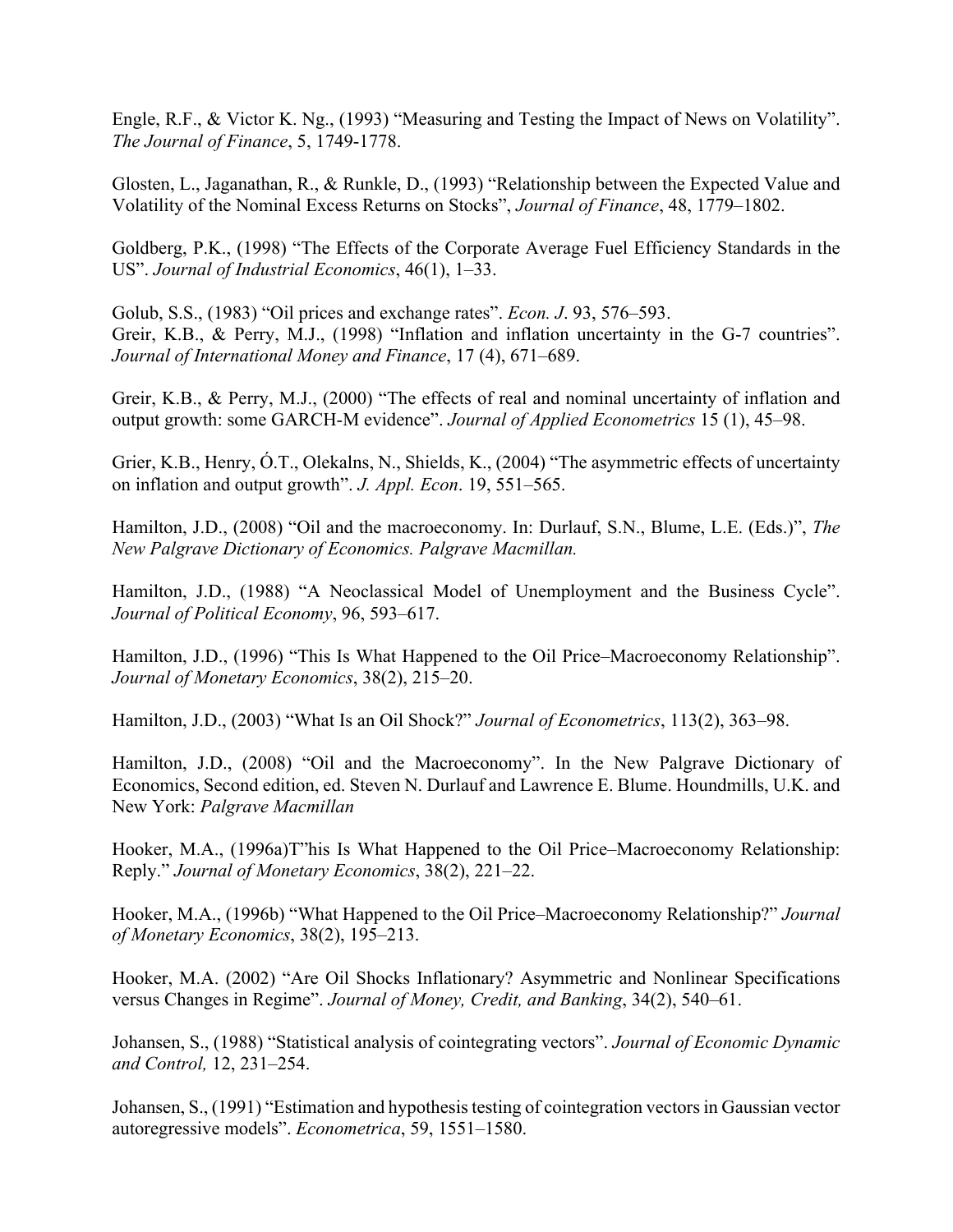Engle, R.F., & Victor K. Ng., (1993) "Measuring and Testing the Impact of News on Volatility". *The Journal of Finance*, 5, 1749-1778.

Glosten, L., Jaganathan, R., & Runkle, D., (1993) "Relationship between the Expected Value and Volatility of the Nominal Excess Returns on Stocks", *Journal of Finance*, 48, 1779–1802.

Goldberg, P.K., (1998) "The Effects of the Corporate Average Fuel Efficiency Standards in the US". *Journal of Industrial Economics*, 46(1), 1–33.

Golub, S.S., (1983) "Oil prices and exchange rates". *Econ. J*. 93, 576–593.
Greir, K.B., & Perry, M.J., (1998) "Inflation and inflation uncertainty in the G-7 countries". *Journal of International Money and Finance*, 17 (4), 671–689.

Greir, K.B., & Perry, M.J., (2000) "The effects of real and nominal uncertainty of inflation and output growth: some GARCH-M evidence". *Journal of Applied Econometrics* 15 (1), 45–98.

Grier, K.B., Henry, Ó.T., Olekalns, N., Shields, K., (2004) "The asymmetric effects of uncertainty on inflation and output growth". *J. Appl. Econ*. 19, 551–565.

Hamilton, J.D., (2008) "Oil and the macroeconomy. In: Durlauf, S.N., Blume, L.E. (Eds.)", *The New Palgrave Dictionary of Economics. Palgrave Macmillan.*

Hamilton, J.D., (1988) "A Neoclassical Model of Unemployment and the Business Cycle". *Journal of Political Economy*, 96, 593–617.

Hamilton, J.D., (1996) "This Is What Happened to the Oil Price–Macroeconomy Relationship". *Journal of Monetary Economics*, 38(2), 215–20.

Hamilton, J.D., (2003) "What Is an Oil Shock?" *Journal of Econometrics*, 113(2), 363–98.

Hamilton, J.D., (2008) "Oil and the Macroeconomy". In the New Palgrave Dictionary of Economics, Second edition, ed. Steven N. Durlauf and Lawrence E. Blume. Houndmills, U.K. and New York: *Palgrave Macmillan*

Hooker, M.A., (1996a)T"his Is What Happened to the Oil Price–Macroeconomy Relationship: Reply." *Journal of Monetary Economics*, 38(2), 221–22.

Hooker, M.A., (1996b) "What Happened to the Oil Price–Macroeconomy Relationship?" *Journal of Monetary Economics*, 38(2), 195–213.

Hooker, M.A. (2002) "Are Oil Shocks Inflationary? Asymmetric and Nonlinear Specifications versus Changes in Regime". *Journal of Money, Credit, and Banking*, 34(2), 540–61.

Johansen, S., (1988) "Statistical analysis of cointegrating vectors". *Journal of Economic Dynamic and Control,* 12, 231–254.

Johansen, S., (1991) "Estimation and hypothesis testing of cointegration vectors in Gaussian vector autoregressive models". *Econometrica*, 59, 1551–1580.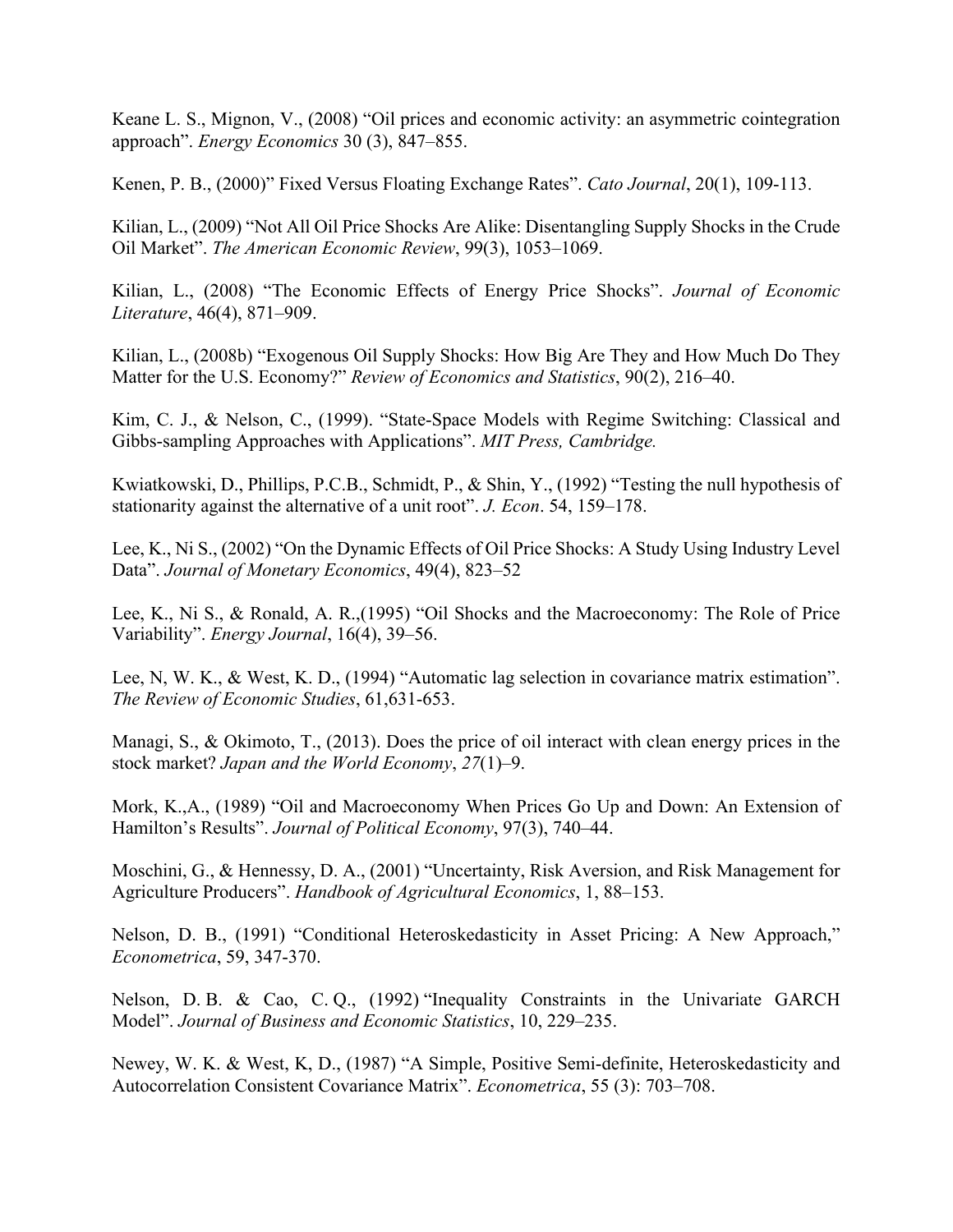Keane L. S., Mignon, V., (2008) “Oil prices and economic activity: an asymmetric cointegration approach”. *Energy Economics* 30 (3), 847–855.

Kenen, P. B., (2000)” Fixed Versus Floating Exchange Rates”. *Cato Journal*, 20(1), 109-113.

Kilian, L., (2009) “Not All Oil Price Shocks Are Alike: Disentangling Supply Shocks in the Crude Oil Market”. *The American Economic Review*, 99(3), 1053–1069.

Kilian, L., (2008) “The Economic Effects of Energy Price Shocks”. *Journal of Economic Literature*, 46(4), 871–909.

Kilian, L., (2008b) “Exogenous Oil Supply Shocks: How Big Are They and How Much Do They Matter for the U.S. Economy?” *Review of Economics and Statistics*, 90(2), 216–40.

Kim, C. J., & Nelson, C., (1999). “State-Space Models with Regime Switching: Classical and Gibbs-sampling Approaches with Applications”. *MIT Press, Cambridge.*

Kwiatkowski, D., Phillips, P.C.B., Schmidt, P., & Shin, Y., (1992) “Testing the null hypothesis of stationarity against the alternative of a unit root”. *J. Econ*. 54, 159–178.

Lee, K., Ni S., (2002) “On the Dynamic Effects of Oil Price Shocks: A Study Using Industry Level Data”. *Journal of Monetary Economics*, 49(4), 823–52

Lee, K., Ni S., & Ronald, A. R.,(1995) “Oil Shocks and the Macroeconomy: The Role of Price Variability”. *Energy Journal*, 16(4), 39–56.

Lee, N, W. K., & West, K. D., (1994) “Automatic lag selection in covariance matrix estimation”. *The Review of Economic Studies*, 61,631-653.

Managi, S., & Okimoto, T., (2013). Does the price of oil interact with clean energy prices in the stock market? *Japan and the World Economy*, *27*(1)–9.

Mork, K.,A., (1989) “Oil and Macroeconomy When Prices Go Up and Down: An Extension of Hamilton’s Results”. *Journal of Political Economy*, 97(3), 740–44.

Moschini, G., & Hennessy, D. A., (2001) “Uncertainty, Risk Aversion, and Risk Management for Agriculture Producers”. *Handbook of Agricultural Economics*, 1, 88–153.

Nelson, D. B., (1991) “Conditional Heteroskedasticity in Asset Pricing: A New Approach,” *Econometrica*, 59, 347-370.

Nelson, D. B. & Cao, C. Q., (1992) “Inequality Constraints in the Univariate GARCH Model”. *Journal of Business and Economic Statistics*, 10, 229–235.

Newey, W. K. & West, K, D., (1987) “A Simple, Positive Semi-definite, Heteroskedasticity and Autocorrelation Consistent Covariance Matrix”. *Econometrica*, 55 (3): 703–708.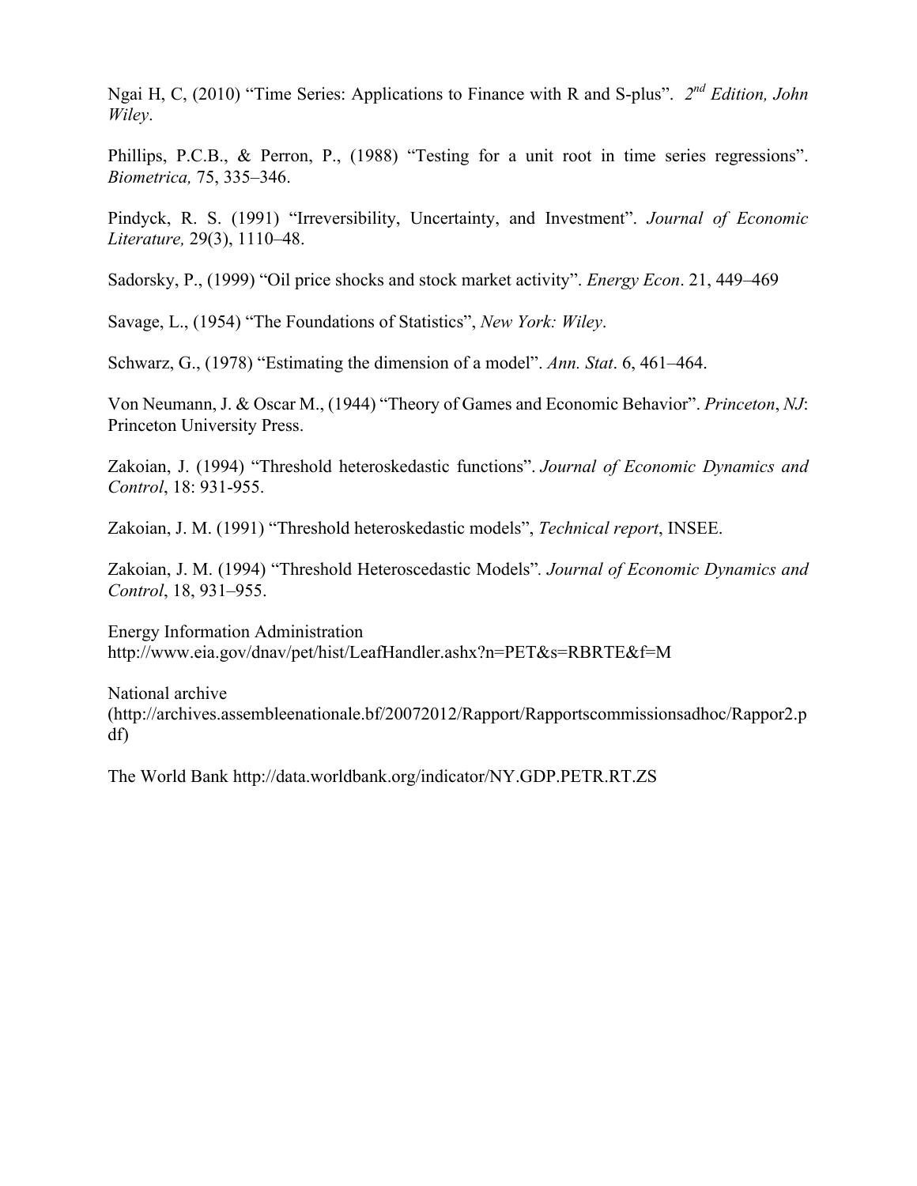Ngai H, C, (2010) "Time Series: Applications to Finance with R and S-plus". *2nd Edition, John Wiley*.

Phillips, P.C.B., & Perron, P., (1988) "Testing for a unit root in time series regressions". *Biometrica,* 75, 335–346.

Pindyck, R. S. (1991) "Irreversibility, Uncertainty, and Investment". *Journal of Economic Literature,* 29(3), 1110–48.

Sadorsky, P., (1999) "Oil price shocks and stock market activity". *Energy Econ*. 21, 449–469

Savage, L., (1954) "The Foundations of Statistics", *New York: Wiley*.

Schwarz, G., (1978) "Estimating the dimension of a model". *Ann. Stat*. 6, 461–464.

Von Neumann, J. & Oscar M., (1944) "Theory of Games and Economic Behavior". *Princeton*, *NJ*: Princeton University Press.

Zakoian, J. (1994) "Threshold heteroskedastic functions". *Journal of Economic Dynamics and Control*, 18: 931-955.

Zakoian, J. M. (1991) "Threshold heteroskedastic models", *Technical report*, INSEE.

Zakoian, J. M. (1994) "Threshold Heteroscedastic Models". *Journal of Economic Dynamics and Control*, 18, 931–955.

Energy Information Administration
http://www.eia.gov/dnav/pet/hist/LeafHandler.ashx?n=PET&s=RBRTE&f=M

National archive
(http://archives.assembleenationale.bf/20072012/Rapport/Rapportscommissionsadhoc/Rappor2.pdf)

The World Bank http://data.worldbank.org/indicator/NY.GDP.PETR.RT.ZS